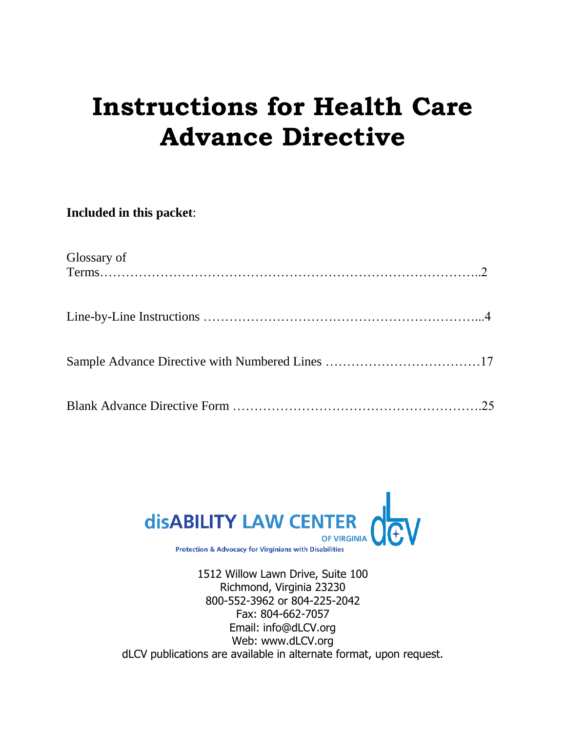# Instructions for Health Care Advance Directive

**Included in this packet**:

Glossary of Terms……………………………………………………………………………..2

Line-by-Line Instructions …………………………………………………………...4

Sample Advance Directive with Numbered Lines ……………………………….17

Blank Advance Directive Form ………………………………………………….25

disABILITY LAW CENTER OF VIRGINIA

Protection & Advocacy for Virginians with Disabilities

1512 Willow Lawn Drive, Suite 100
Richmond, Virginia 23230
800-552-3962 or 804-225-2042
Fax: 804-662-7057
Email: info@dLCV.org
Web: www.dLCV.org
dLCV publications are available in alternate format, upon request.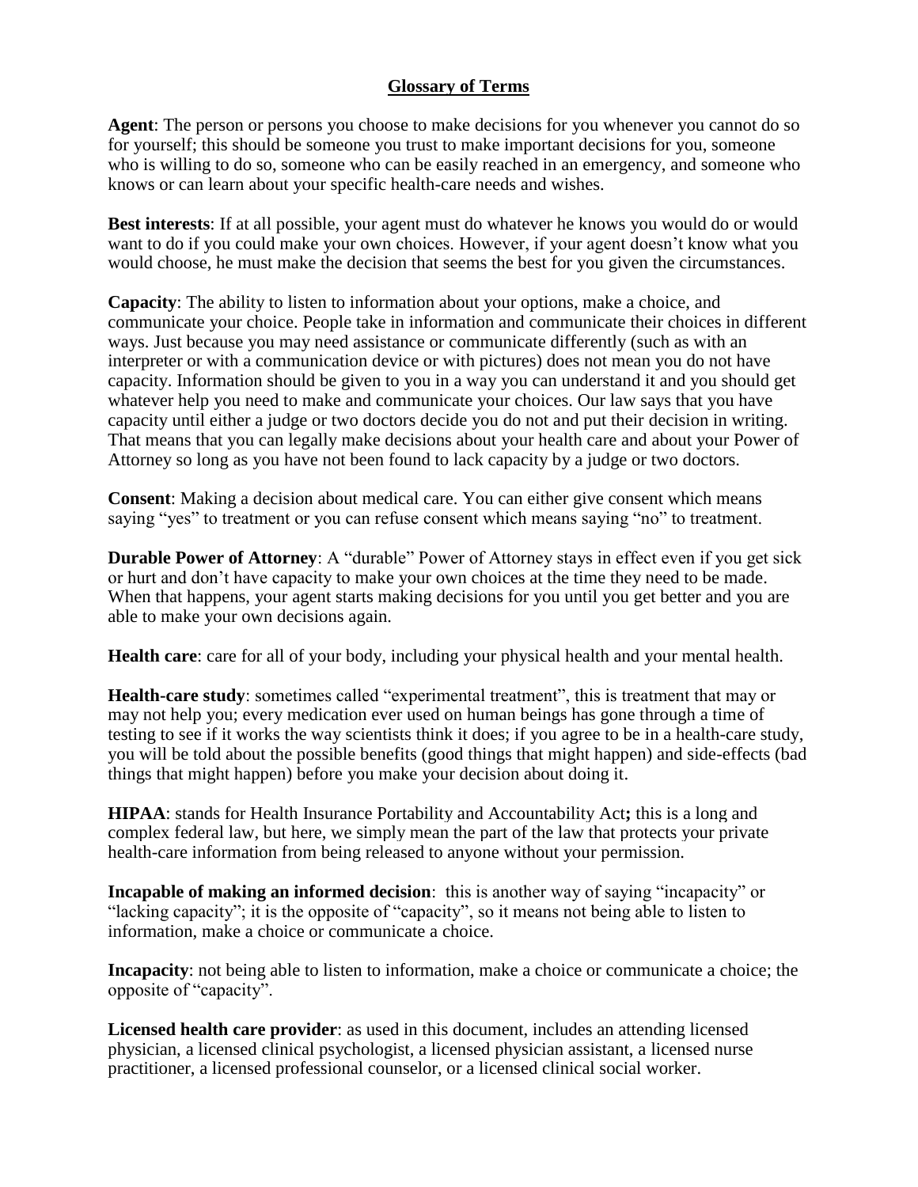## Glossary of Terms

**Agent**: The person or persons you choose to make decisions for you whenever you cannot do so for yourself; this should be someone you trust to make important decisions for you, someone who is willing to do so, someone who can be easily reached in an emergency, and someone who knows or can learn about your specific health-care needs and wishes.

**Best interests**: If at all possible, your agent must do whatever he knows you would do or would want to do if you could make your own choices. However, if your agent doesn't know what you would choose, he must make the decision that seems the best for you given the circumstances.

**Capacity**: The ability to listen to information about your options, make a choice, and communicate your choice. People take in information and communicate their choices in different ways. Just because you may need assistance or communicate differently (such as with an interpreter or with a communication device or with pictures) does not mean you do not have capacity. Information should be given to you in a way you can understand it and you should get whatever help you need to make and communicate your choices. Our law says that you have capacity until either a judge or two doctors decide you do not and put their decision in writing. That means that you can legally make decisions about your health care and about your Power of Attorney so long as you have not been found to lack capacity by a judge or two doctors.

**Consent**: Making a decision about medical care. You can either give consent which means saying "yes" to treatment or you can refuse consent which means saying "no" to treatment.

**Durable Power of Attorney**: A "durable" Power of Attorney stays in effect even if you get sick or hurt and don't have capacity to make your own choices at the time they need to be made. When that happens, your agent starts making decisions for you until you get better and you are able to make your own decisions again.

**Health care**: care for all of your body, including your physical health and your mental health.

**Health-care study**: sometimes called "experimental treatment", this is treatment that may or may not help you; every medication ever used on human beings has gone through a time of testing to see if it works the way scientists think it does; if you agree to be in a health-care study, you will be told about the possible benefits (good things that might happen) and side-effects (bad things that might happen) before you make your decision about doing it.

**HIPAA**: stands for Health Insurance Portability and Accountability Act**;** this is a long and complex federal law, but here, we simply mean the part of the law that protects your private health-care information from being released to anyone without your permission.

**Incapable of making an informed decision**: this is another way of saying "incapacity" or "lacking capacity"; it is the opposite of "capacity", so it means not being able to listen to information, make a choice or communicate a choice.

**Incapacity**: not being able to listen to information, make a choice or communicate a choice; the opposite of "capacity".

**Licensed health care provider**: as used in this document, includes an attending licensed physician, a licensed clinical psychologist, a licensed physician assistant, a licensed nurse practitioner, a licensed professional counselor, or a licensed clinical social worker.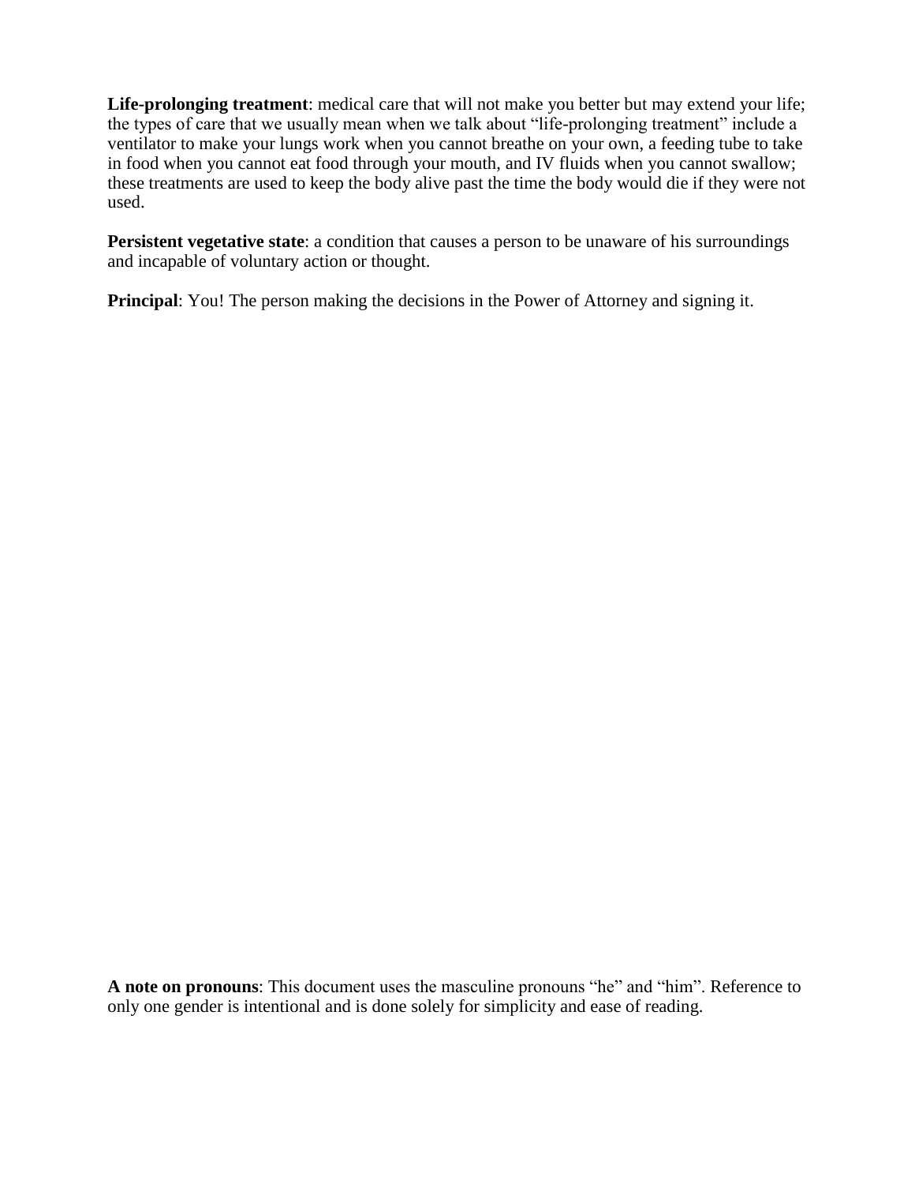**Life-prolonging treatment**: medical care that will not make you better but may extend your life; the types of care that we usually mean when we talk about "life-prolonging treatment" include a ventilator to make your lungs work when you cannot breathe on your own, a feeding tube to take in food when you cannot eat food through your mouth, and IV fluids when you cannot swallow; these treatments are used to keep the body alive past the time the body would die if they were not used.

**Persistent vegetative state**: a condition that causes a person to be unaware of his surroundings and incapable of voluntary action or thought.

**Principal**: You! The person making the decisions in the Power of Attorney and signing it.

**A note on pronouns**: This document uses the masculine pronouns "he" and "him". Reference to only one gender is intentional and is done solely for simplicity and ease of reading.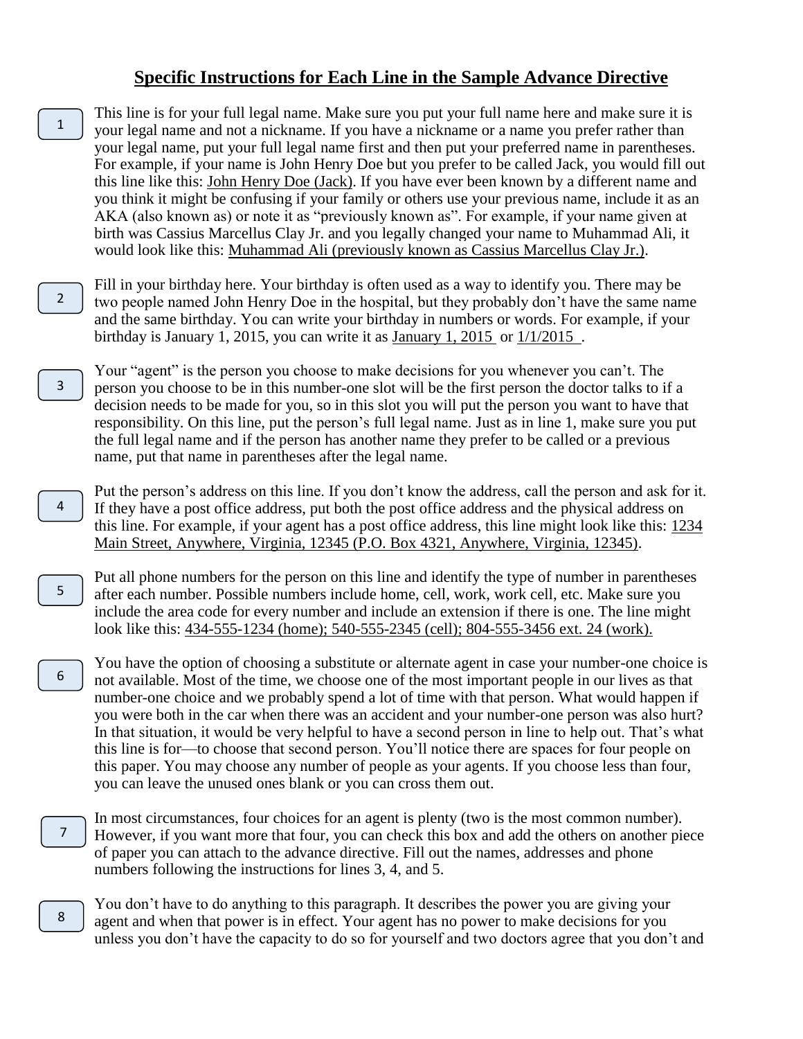# Specific Instructions for Each Line in the Sample Advance Directive

**1** This line is for your full legal name. Make sure you put your full name here and make sure it is your legal name and not a nickname. If you have a nickname or a name you prefer rather than your legal name, put your full legal name first and then put your preferred name in parentheses. For example, if your name is John Henry Doe but you prefer to be called Jack, you would fill out this line like this: <u>John Henry Doe (Jack)</u>. If you have ever been known by a different name and you think it might be confusing if your family or others use your previous name, include it as an AKA (also known as) or note it as "previously known as". For example, if your name given at birth was Cassius Marcellus Clay Jr. and you legally changed your name to Muhammad Ali, it would look like this: <u>Muhammad Ali (previously known as Cassius Marcellus Clay Jr.)</u>.

**2** Fill in your birthday here. Your birthday is often used as a way to identify you. There may be two people named John Henry Doe in the hospital, but they probably don't have the same name and the same birthday. You can write your birthday in numbers or words. For example, if your birthday is January 1, 2015, you can write it as <u>January 1, 2015</u> or <u>1/1/2015</u>.

**3** Your "agent" is the person you choose to make decisions for you whenever you can't. The person you choose to be in this number-one slot will be the first person the doctor talks to if a decision needs to be made for you, so in this slot you will put the person you want to have that responsibility. On this line, put the person's full legal name. Just as in line 1, make sure you put the full legal name and if the person has another name they prefer to be called or a previous name, put that name in parentheses after the legal name.

**4** Put the person's address on this line. If you don't know the address, call the person and ask for it. If they have a post office address, put both the post office address and the physical address on this line. For example, if your agent has a post office address, this line might look like this: <u>1234 Main Street, Anywhere, Virginia, 12345 (P.O. Box 4321, Anywhere, Virginia, 12345)</u>.

**5** Put all phone numbers for the person on this line and identify the type of number in parentheses after each number. Possible numbers include home, cell, work, work cell, etc. Make sure you include the area code for every number and include an extension if there is one. The line might look like this: <u>434-555-1234 (home); 540-555-2345 (cell); 804-555-3456 ext. 24 (work).</u>

**6** You have the option of choosing a substitute or alternate agent in case your number-one choice is not available. Most of the time, we choose one of the most important people in our lives as that number-one choice and we probably spend a lot of time with that person. What would happen if you were both in the car when there was an accident and your number-one person was also hurt? In that situation, it would be very helpful to have a second person in line to help out. That's what this line is for—to choose that second person. You'll notice there are spaces for four people on this paper. You may choose any number of people as your agents. If you choose less than four, you can leave the unused ones blank or you can cross them out.

**7** In most circumstances, four choices for an agent is plenty (two is the most common number). However, if you want more that four, you can check this box and add the others on another piece of paper you can attach to the advance directive. Fill out the names, addresses and phone numbers following the instructions for lines 3, 4, and 5.

**8** You don't have to do anything to this paragraph. It describes the power you are giving your agent and when that power is in effect. Your agent has no power to make decisions for you unless you don't have the capacity to do so for yourself and two doctors agree that you don't and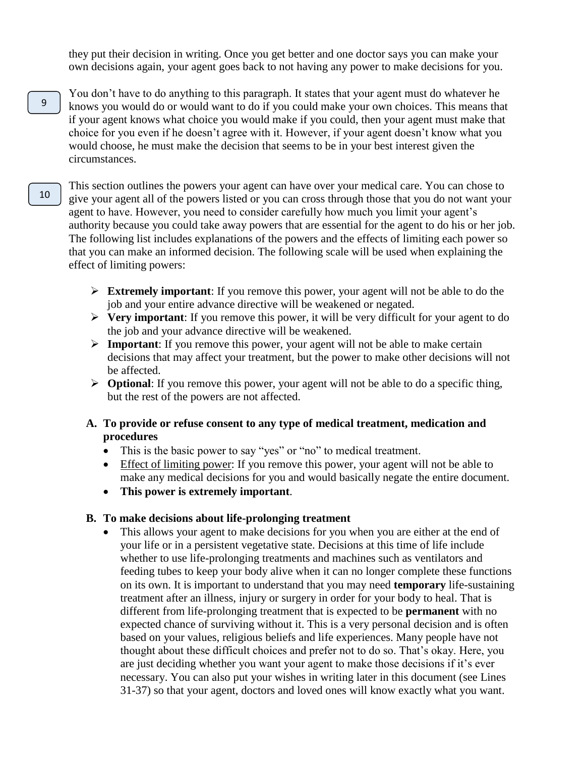they put their decision in writing. Once you get better and one doctor says you can make your own decisions again, your agent goes back to not having any power to make decisions for you.

9

You don't have to do anything to this paragraph. It states that your agent must do whatever he knows you would do or would want to do if you could make your own choices. This means that if your agent knows what choice you would make if you could, then your agent must make that choice for you even if he doesn't agree with it. However, if your agent doesn't know what you would choose, he must make the decision that seems to be in your best interest given the circumstances.

10

This section outlines the powers your agent can have over your medical care. You can chose to give your agent all of the powers listed or you can cross through those that you do not want your agent to have. However, you need to consider carefully how much you limit your agent's authority because you could take away powers that are essential for the agent to do his or her job. The following list includes explanations of the powers and the effects of limiting each power so that you can make an informed decision. The following scale will be used when explaining the effect of limiting powers:

- **Extremely important**: If you remove this power, your agent will not be able to do the job and your entire advance directive will be weakened or negated.
- **Very important**: If you remove this power, it will be very difficult for your agent to do the job and your advance directive will be weakened.
- **Important**: If you remove this power, your agent will not be able to make certain decisions that may affect your treatment, but the power to make other decisions will not be affected.
- **Optional**: If you remove this power, your agent will not be able to do a specific thing, but the rest of the powers are not affected.

**A. To provide or refuse consent to any type of medical treatment, medication and procedures**

- This is the basic power to say "yes" or "no" to medical treatment.
- Effect of limiting power: If you remove this power, your agent will not be able to make any medical decisions for you and would basically negate the entire document.
- **This power is extremely important**.

**B. To make decisions about life-prolonging treatment**

- This allows your agent to make decisions for you when you are either at the end of your life or in a persistent vegetative state. Decisions at this time of life include whether to use life-prolonging treatments and machines such as ventilators and feeding tubes to keep your body alive when it can no longer complete these functions on its own. It is important to understand that you may need **temporary** life-sustaining treatment after an illness, injury or surgery in order for your body to heal. That is different from life-prolonging treatment that is expected to be **permanent** with no expected chance of surviving without it. This is a very personal decision and is often based on your values, religious beliefs and life experiences. Many people have not thought about these difficult choices and prefer not to do so. That's okay. Here, you are just deciding whether you want your agent to make those decisions if it's ever necessary. You can also put your wishes in writing later in this document (see Lines 31-37) so that your agent, doctors and loved ones will know exactly what you want.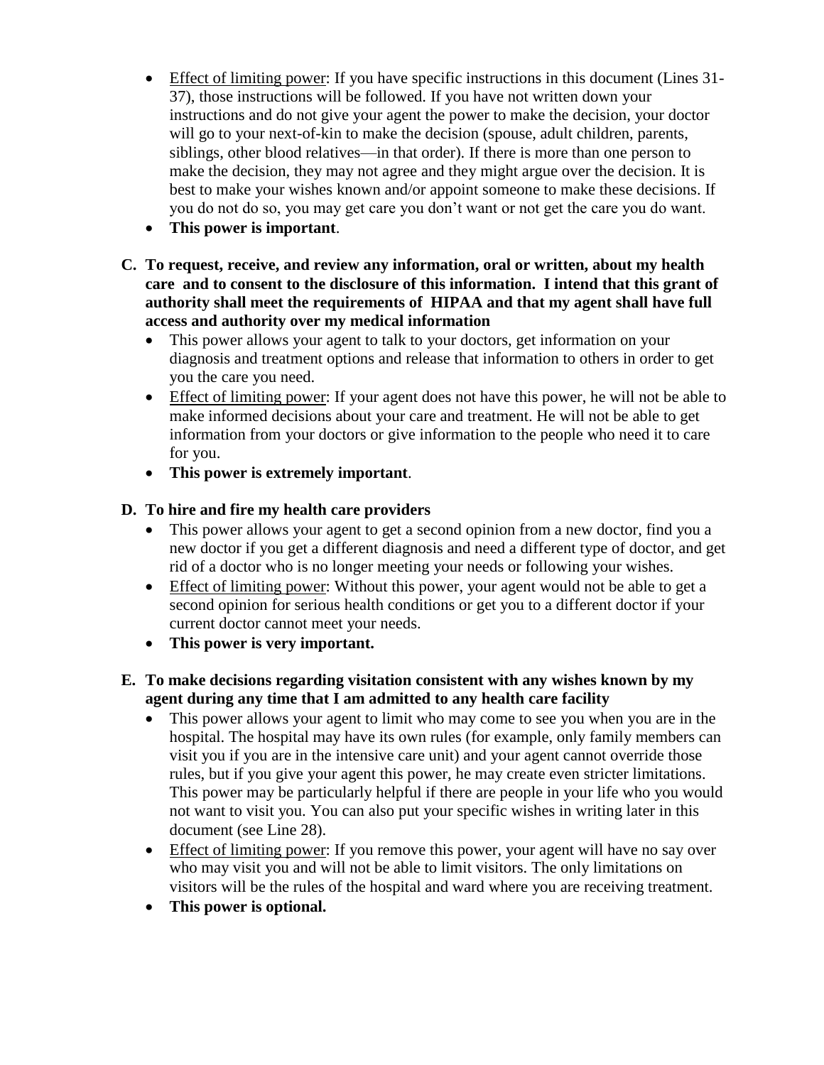- Effect of limiting power: If you have specific instructions in this document (Lines 31-37), those instructions will be followed. If you have not written down your instructions and do not give your agent the power to make the decision, your doctor will go to your next-of-kin to make the decision (spouse, adult children, parents, siblings, other blood relatives—in that order). If there is more than one person to make the decision, they may not agree and they might argue over the decision. It is best to make your wishes known and/or appoint someone to make these decisions. If you do not do so, you may get care you don't want or not get the care you do want.
- **This power is important**.

**C. To request, receive, and review any information, oral or written, about my health care and to consent to the disclosure of this information. I intend that this grant of authority shall meet the requirements of HIPAA and that my agent shall have full access and authority over my medical information**

- This power allows your agent to talk to your doctors, get information on your diagnosis and treatment options and release that information to others in order to get you the care you need.
- Effect of limiting power: If your agent does not have this power, he will not be able to make informed decisions about your care and treatment. He will not be able to get information from your doctors or give information to the people who need it to care for you.
- **This power is extremely important**.

**D. To hire and fire my health care providers**

- This power allows your agent to get a second opinion from a new doctor, find you a new doctor if you get a different diagnosis and need a different type of doctor, and get rid of a doctor who is no longer meeting your needs or following your wishes.
- Effect of limiting power: Without this power, your agent would not be able to get a second opinion for serious health conditions or get you to a different doctor if your current doctor cannot meet your needs.
- **This power is very important.**

**E. To make decisions regarding visitation consistent with any wishes known by my agent during any time that I am admitted to any health care facility**

- This power allows your agent to limit who may come to see you when you are in the hospital. The hospital may have its own rules (for example, only family members can visit you if you are in the intensive care unit) and your agent cannot override those rules, but if you give your agent this power, he may create even stricter limitations. This power may be particularly helpful if there are people in your life who you would not want to visit you. You can also put your specific wishes in writing later in this document (see Line 28).
- Effect of limiting power: If you remove this power, your agent will have no say over who may visit you and will not be able to limit visitors. The only limitations on visitors will be the rules of the hospital and ward where you are receiving treatment.
- **This power is optional.**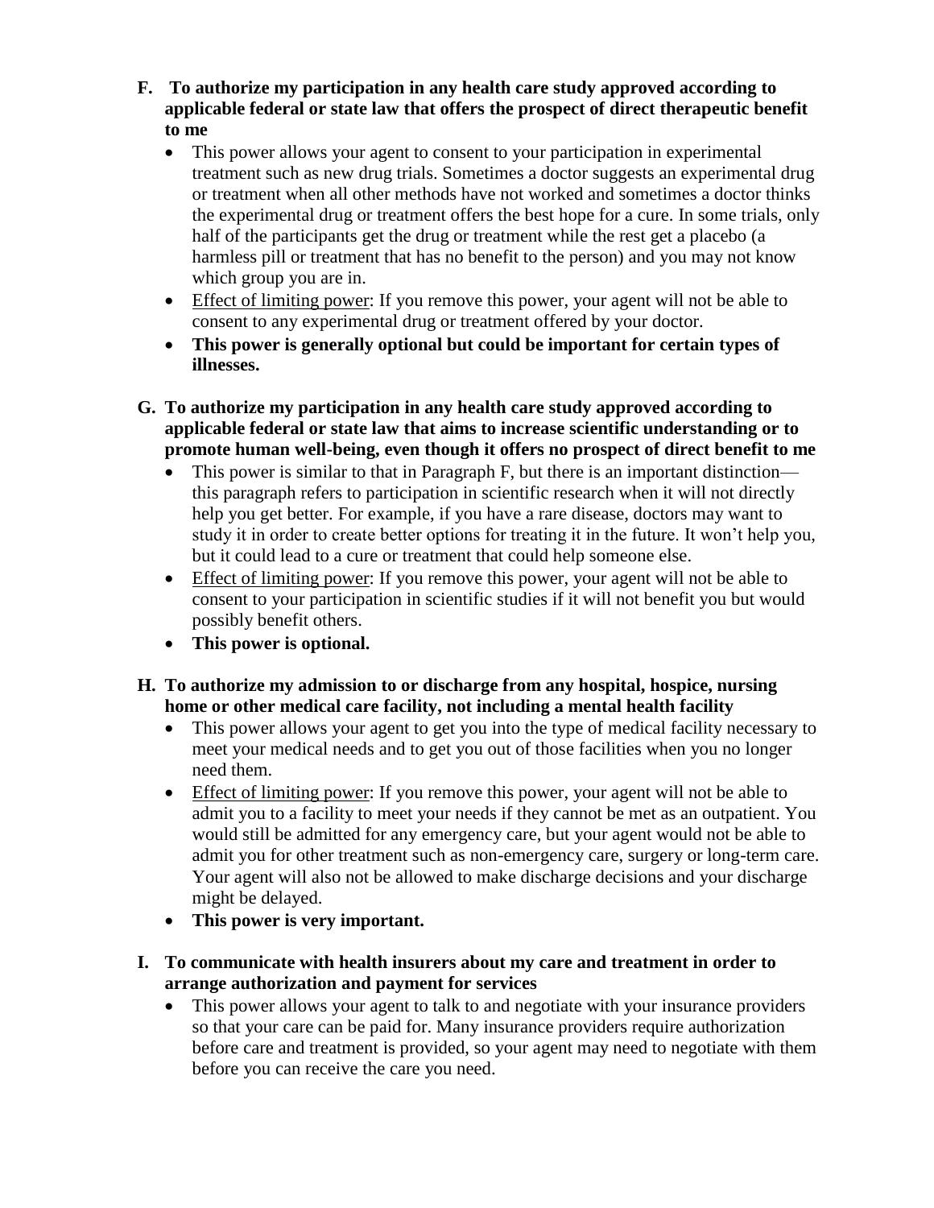**F. To authorize my participation in any health care study approved according to applicable federal or state law that offers the prospect of direct therapeutic benefit to me**

- This power allows your agent to consent to your participation in experimental treatment such as new drug trials. Sometimes a doctor suggests an experimental drug or treatment when all other methods have not worked and sometimes a doctor thinks the experimental drug or treatment offers the best hope for a cure. In some trials, only half of the participants get the drug or treatment while the rest get a placebo (a harmless pill or treatment that has no benefit to the person) and you may not know which group you are in.
- Effect of limiting power: If you remove this power, your agent will not be able to consent to any experimental drug or treatment offered by your doctor.
- **This power is generally optional but could be important for certain types of illnesses.**

**G. To authorize my participation in any health care study approved according to applicable federal or state law that aims to increase scientific understanding or to promote human well-being, even though it offers no prospect of direct benefit to me**

- This power is similar to that in Paragraph F, but there is an important distinction—this paragraph refers to participation in scientific research when it will not directly help you get better. For example, if you have a rare disease, doctors may want to study it in order to create better options for treating it in the future. It won't help you, but it could lead to a cure or treatment that could help someone else.
- Effect of limiting power: If you remove this power, your agent will not be able to consent to your participation in scientific studies if it will not benefit you but would possibly benefit others.
- **This power is optional.**

**H. To authorize my admission to or discharge from any hospital, hospice, nursing home or other medical care facility, not including a mental health facility**

- This power allows your agent to get you into the type of medical facility necessary to meet your medical needs and to get you out of those facilities when you no longer need them.
- Effect of limiting power: If you remove this power, your agent will not be able to admit you to a facility to meet your needs if they cannot be met as an outpatient. You would still be admitted for any emergency care, but your agent would not be able to admit you for other treatment such as non-emergency care, surgery or long-term care. Your agent will also not be allowed to make discharge decisions and your discharge might be delayed.
- **This power is very important.**

**I. To communicate with health insurers about my care and treatment in order to arrange authorization and payment for services**

- This power allows your agent to talk to and negotiate with your insurance providers so that your care can be paid for. Many insurance providers require authorization before care and treatment is provided, so your agent may need to negotiate with them before you can receive the care you need.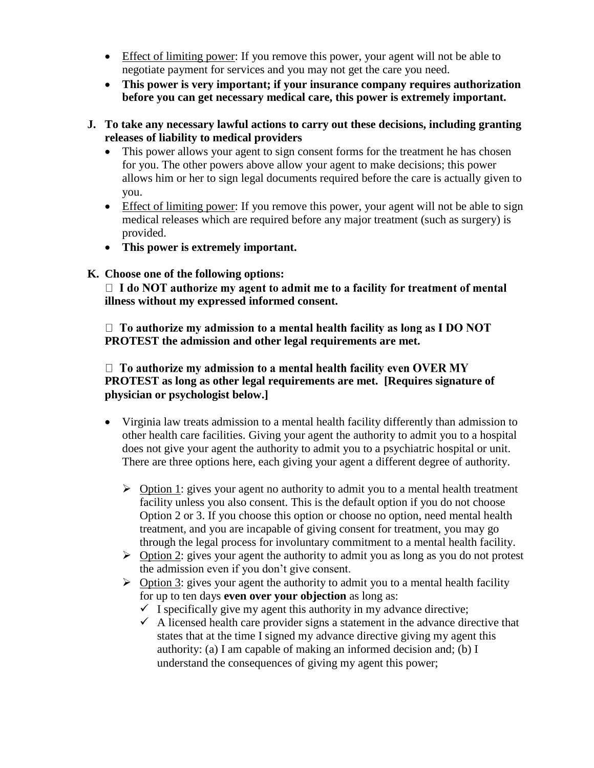- Effect of limiting power: If you remove this power, your agent will not be able to negotiate payment for services and you may not get the care you need.
- **This power is very important; if your insurance company requires authorization before you can get necessary medical care, this power is extremely important.**

**J. To take any necessary lawful actions to carry out these decisions, including granting releases of liability to medical providers**

- This power allows your agent to sign consent forms for the treatment he has chosen for you. The other powers above allow your agent to make decisions; this power allows him or her to sign legal documents required before the care is actually given to you.
- Effect of limiting power: If you remove this power, your agent will not be able to sign medical releases which are required before any major treatment (such as surgery) is provided.
- **This power is extremely important.**

**K. Choose one of the following options:**

☐ **I do NOT authorize my agent to admit me to a facility for treatment of mental illness without my expressed informed consent.**

☐ **To authorize my admission to a mental health facility as long as I DO NOT PROTEST the admission and other legal requirements are met.**

☐ **To authorize my admission to a mental health facility even OVER MY PROTEST as long as other legal requirements are met. [Requires signature of physician or psychologist below.]**

- Virginia law treats admission to a mental health facility differently than admission to other health care facilities. Giving your agent the authority to admit you to a hospital does not give your agent the authority to admit you to a psychiatric hospital or unit. There are three options here, each giving your agent a different degree of authority.
  - Option 1: gives your agent no authority to admit you to a mental health treatment facility unless you also consent. This is the default option if you do not choose Option 2 or 3. If you choose this option or choose no option, need mental health treatment, and you are incapable of giving consent for treatment, you may go through the legal process for involuntary commitment to a mental health facility.
  - Option 2: gives your agent the authority to admit you as long as you do not protest the admission even if you don't give consent.
  - Option 3: gives your agent the authority to admit you to a mental health facility for up to ten days **even over your objection** as long as:
    - ✓ I specifically give my agent this authority in my advance directive;
    - ✓ A licensed health care provider signs a statement in the advance directive that states that at the time I signed my advance directive giving my agent this authority: (a) I am capable of making an informed decision and; (b) I understand the consequences of giving my agent this power;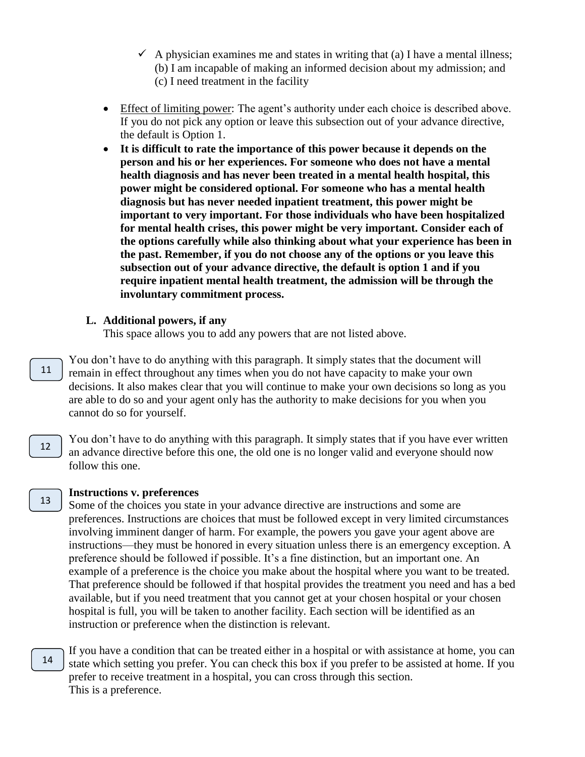- ✓ A physician examines me and states in writing that (a) I have a mental illness; (b) I am incapable of making an informed decision about my admission; and (c) I need treatment in the facility

- Effect of limiting power: The agent's authority under each choice is described above. If you do not pick any option or leave this subsection out of your advance directive, the default is Option 1.
- **It is difficult to rate the importance of this power because it depends on the person and his or her experiences. For someone who does not have a mental health diagnosis and has never been treated in a mental health hospital, this power might be considered optional. For someone who has a mental health diagnosis but has never needed inpatient treatment, this power might be important to very important. For those individuals who have been hospitalized for mental health crises, this power might be very important. Consider each of the options carefully while also thinking about what your experience has been in the past. Remember, if you do not choose any of the options or you leave this subsection out of your advance directive, the default is option 1 and if you require inpatient mental health treatment, the admission will be through the involuntary commitment process.**

**L. Additional powers, if any**

This space allows you to add any powers that are not listed above.

11

You don't have to do anything with this paragraph. It simply states that the document will remain in effect throughout any times when you do not have capacity to make your own decisions. It also makes clear that you will continue to make your own decisions so long as you are able to do so and your agent only has the authority to make decisions for you when you cannot do so for yourself.

12

You don't have to do anything with this paragraph. It simply states that if you have ever written an advance directive before this one, the old one is no longer valid and everyone should now follow this one.

13

**Instructions v. preferences**

Some of the choices you state in your advance directive are instructions and some are preferences. Instructions are choices that must be followed except in very limited circumstances involving imminent danger of harm. For example, the powers you gave your agent above are instructions—they must be honored in every situation unless there is an emergency exception. A preference should be followed if possible. It's a fine distinction, but an important one. An example of a preference is the choice you make about the hospital where you want to be treated. That preference should be followed if that hospital provides the treatment you need and has a bed available, but if you need treatment that you cannot get at your chosen hospital or your chosen hospital is full, you will be taken to another facility. Each section will be identified as an instruction or preference when the distinction is relevant.

14

If you have a condition that can be treated either in a hospital or with assistance at home, you can state which setting you prefer. You can check this box if you prefer to be assisted at home. If you prefer to receive treatment in a hospital, you can cross through this section.
This is a preference.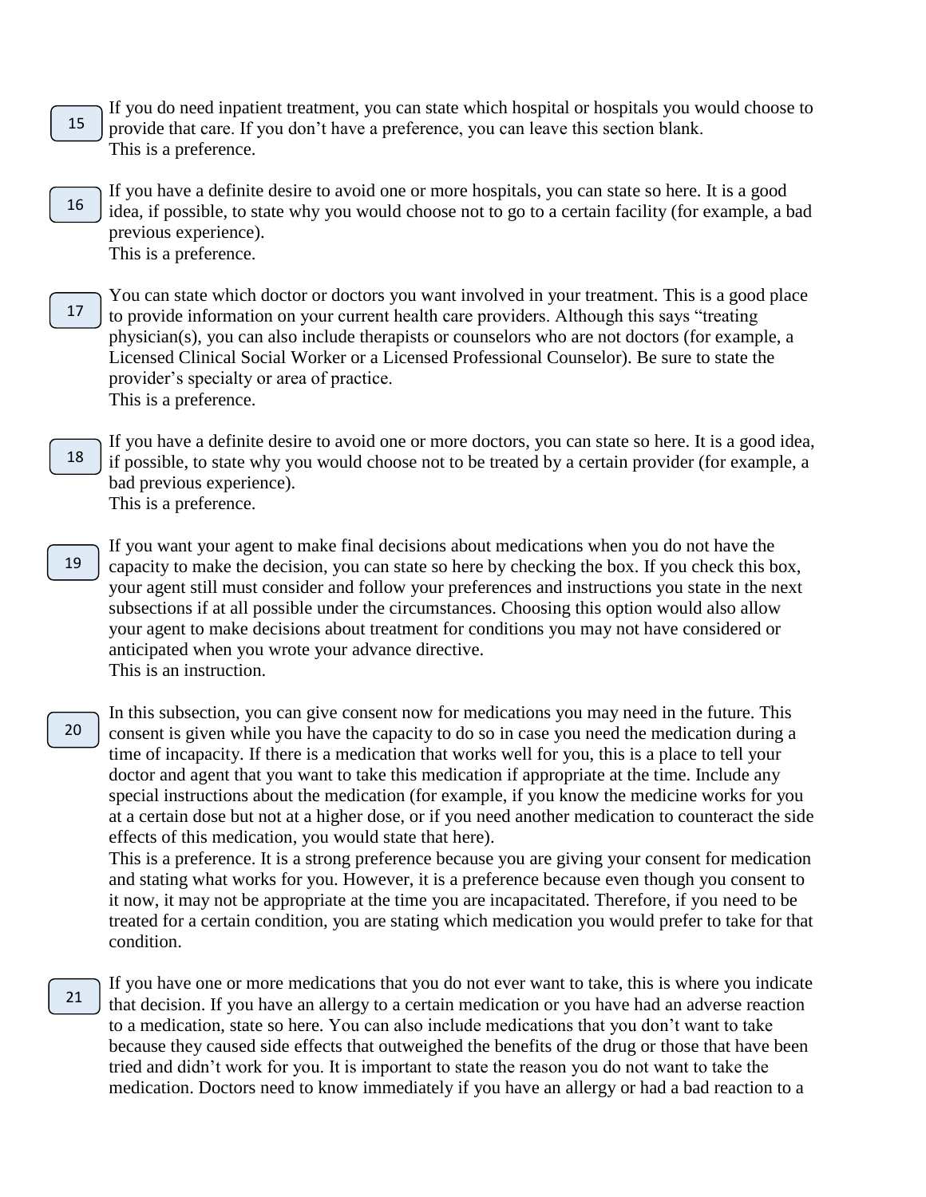15 If you do need inpatient treatment, you can state which hospital or hospitals you would choose to provide that care. If you don't have a preference, you can leave this section blank.
This is a preference.

16 If you have a definite desire to avoid one or more hospitals, you can state so here. It is a good idea, if possible, to state why you would choose not to go to a certain facility (for example, a bad previous experience).
This is a preference.

17 You can state which doctor or doctors you want involved in your treatment. This is a good place to provide information on your current health care providers. Although this says "treating physician(s), you can also include therapists or counselors who are not doctors (for example, a Licensed Clinical Social Worker or a Licensed Professional Counselor). Be sure to state the provider's specialty or area of practice.
This is a preference.

18 If you have a definite desire to avoid one or more doctors, you can state so here. It is a good idea, if possible, to state why you would choose not to be treated by a certain provider (for example, a bad previous experience).
This is a preference.

19 If you want your agent to make final decisions about medications when you do not have the capacity to make the decision, you can state so here by checking the box. If you check this box, your agent still must consider and follow your preferences and instructions you state in the next subsections if at all possible under the circumstances. Choosing this option would also allow your agent to make decisions about treatment for conditions you may not have considered or anticipated when you wrote your advance directive.
This is an instruction.

20 In this subsection, you can give consent now for medications you may need in the future. This consent is given while you have the capacity to do so in case you need the medication during a time of incapacity. If there is a medication that works well for you, this is a place to tell your doctor and agent that you want to take this medication if appropriate at the time. Include any special instructions about the medication (for example, if you know the medicine works for you at a certain dose but not at a higher dose, or if you need another medication to counteract the side effects of this medication, you would state that here).
This is a preference. It is a strong preference because you are giving your consent for medication and stating what works for you. However, it is a preference because even though you consent to it now, it may not be appropriate at the time you are incapacitated. Therefore, if you need to be treated for a certain condition, you are stating which medication you would prefer to take for that condition.

21 If you have one or more medications that you do not ever want to take, this is where you indicate that decision. If you have an allergy to a certain medication or you have had an adverse reaction to a medication, state so here. You can also include medications that you don't want to take because they caused side effects that outweighed the benefits of the drug or those that have been tried and didn't work for you. It is important to state the reason you do not want to take the medication. Doctors need to know immediately if you have an allergy or had a bad reaction to a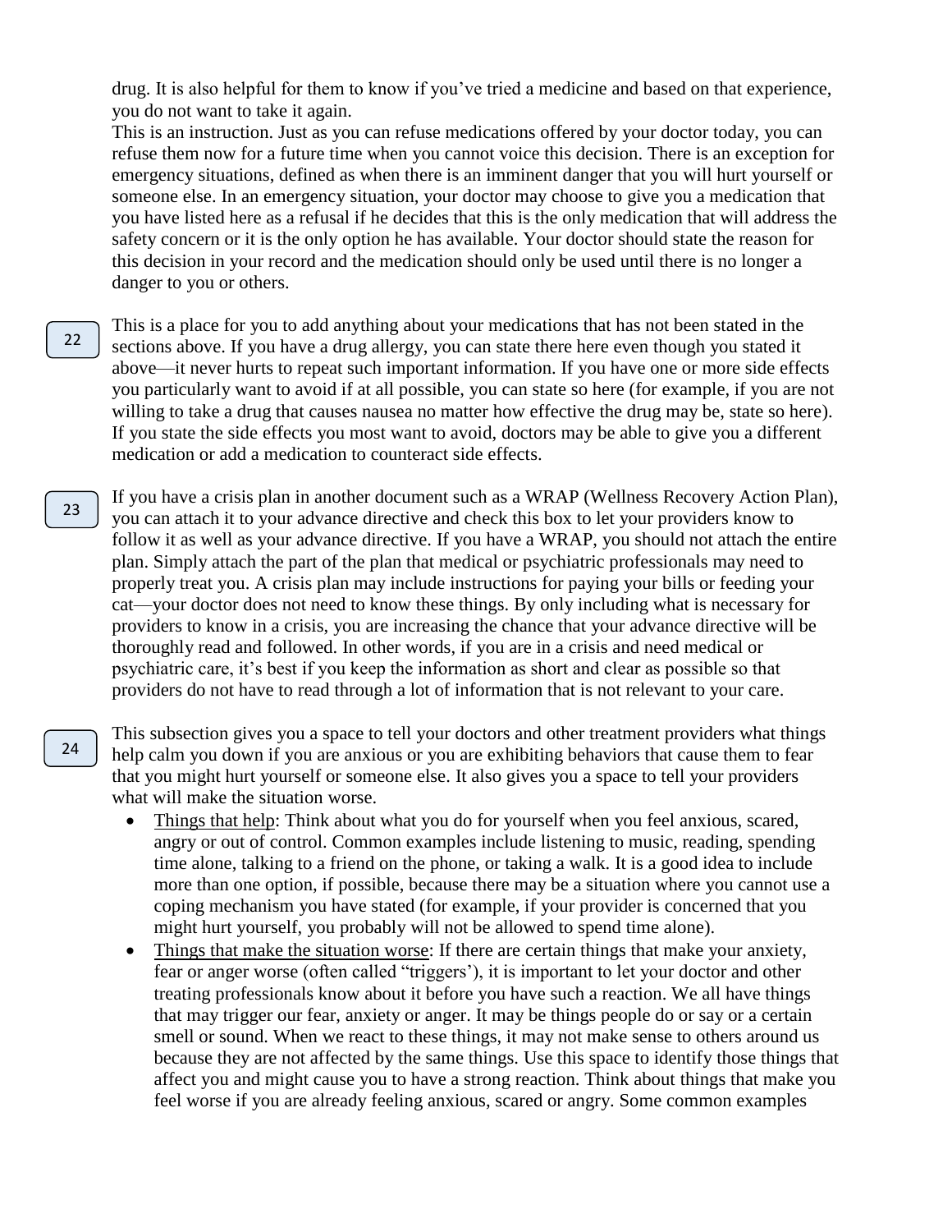drug. It is also helpful for them to know if you've tried a medicine and based on that experience, you do not want to take it again.

This is an instruction. Just as you can refuse medications offered by your doctor today, you can refuse them now for a future time when you cannot voice this decision. There is an exception for emergency situations, defined as when there is an imminent danger that you will hurt yourself or someone else. In an emergency situation, your doctor may choose to give you a medication that you have listed here as a refusal if he decides that this is the only medication that will address the safety concern or it is the only option he has available. Your doctor should state the reason for this decision in your record and the medication should only be used until there is no longer a danger to you or others.

22

This is a place for you to add anything about your medications that has not been stated in the sections above. If you have a drug allergy, you can state there here even though you stated it above—it never hurts to repeat such important information. If you have one or more side effects you particularly want to avoid if at all possible, you can state so here (for example, if you are not willing to take a drug that causes nausea no matter how effective the drug may be, state so here). If you state the side effects you most want to avoid, doctors may be able to give you a different medication or add a medication to counteract side effects.

23

If you have a crisis plan in another document such as a WRAP (Wellness Recovery Action Plan), you can attach it to your advance directive and check this box to let your providers know to follow it as well as your advance directive. If you have a WRAP, you should not attach the entire plan. Simply attach the part of the plan that medical or psychiatric professionals may need to properly treat you. A crisis plan may include instructions for paying your bills or feeding your cat—your doctor does not need to know these things. By only including what is necessary for providers to know in a crisis, you are increasing the chance that your advance directive will be thoroughly read and followed. In other words, if you are in a crisis and need medical or psychiatric care, it's best if you keep the information as short and clear as possible so that providers do not have to read through a lot of information that is not relevant to your care.

24

This subsection gives you a space to tell your doctors and other treatment providers what things help calm you down if you are anxious or you are exhibiting behaviors that cause them to fear that you might hurt yourself or someone else. It also gives you a space to tell your providers what will make the situation worse.

- Things that help: Think about what you do for yourself when you feel anxious, scared, angry or out of control. Common examples include listening to music, reading, spending time alone, talking to a friend on the phone, or taking a walk. It is a good idea to include more than one option, if possible, because there may be a situation where you cannot use a coping mechanism you have stated (for example, if your provider is concerned that you might hurt yourself, you probably will not be allowed to spend time alone).
- Things that make the situation worse: If there are certain things that make your anxiety, fear or anger worse (often called "triggers'), it is important to let your doctor and other treating professionals know about it before you have such a reaction. We all have things that may trigger our fear, anxiety or anger. It may be things people do or say or a certain smell or sound. When we react to these things, it may not make sense to others around us because they are not affected by the same things. Use this space to identify those things that affect you and might cause you to have a strong reaction. Think about things that make you feel worse if you are already feeling anxious, scared or angry. Some common examples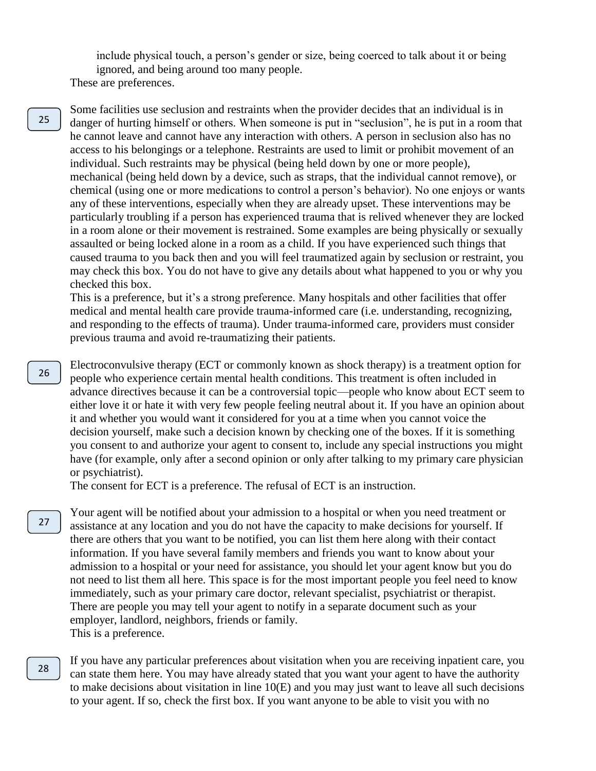include physical touch, a person's gender or size, being coerced to talk about it or being ignored, and being around too many people.

These are preferences.

25

Some facilities use seclusion and restraints when the provider decides that an individual is in danger of hurting himself or others. When someone is put in "seclusion", he is put in a room that he cannot leave and cannot have any interaction with others. A person in seclusion also has no access to his belongings or a telephone. Restraints are used to limit or prohibit movement of an individual. Such restraints may be physical (being held down by one or more people), mechanical (being held down by a device, such as straps, that the individual cannot remove), or chemical (using one or more medications to control a person's behavior). No one enjoys or wants any of these interventions, especially when they are already upset. These interventions may be particularly troubling if a person has experienced trauma that is relived whenever they are locked in a room alone or their movement is restrained. Some examples are being physically or sexually assaulted or being locked alone in a room as a child. If you have experienced such things that caused trauma to you back then and you will feel traumatized again by seclusion or restraint, you may check this box. You do not have to give any details about what happened to you or why you checked this box.

This is a preference, but it's a strong preference. Many hospitals and other facilities that offer medical and mental health care provide trauma-informed care (i.e. understanding, recognizing, and responding to the effects of trauma). Under trauma-informed care, providers must consider previous trauma and avoid re-traumatizing their patients.

26

Electroconvulsive therapy (ECT or commonly known as shock therapy) is a treatment option for people who experience certain mental health conditions. This treatment is often included in advance directives because it can be a controversial topic—people who know about ECT seem to either love it or hate it with very few people feeling neutral about it. If you have an opinion about it and whether you would want it considered for you at a time when you cannot voice the decision yourself, make such a decision known by checking one of the boxes. If it is something you consent to and authorize your agent to consent to, include any special instructions you might have (for example, only after a second opinion or only after talking to my primary care physician or psychiatrist).

The consent for ECT is a preference. The refusal of ECT is an instruction.

27

Your agent will be notified about your admission to a hospital or when you need treatment or assistance at any location and you do not have the capacity to make decisions for yourself. If there are others that you want to be notified, you can list them here along with their contact information. If you have several family members and friends you want to know about your admission to a hospital or your need for assistance, you should let your agent know but you do not need to list them all here. This space is for the most important people you feel need to know immediately, such as your primary care doctor, relevant specialist, psychiatrist or therapist. There are people you may tell your agent to notify in a separate document such as your employer, landlord, neighbors, friends or family.

This is a preference.

28

If you have any particular preferences about visitation when you are receiving inpatient care, you can state them here. You may have already stated that you want your agent to have the authority to make decisions about visitation in line 10(E) and you may just want to leave all such decisions to your agent. If so, check the first box. If you want anyone to be able to visit you with no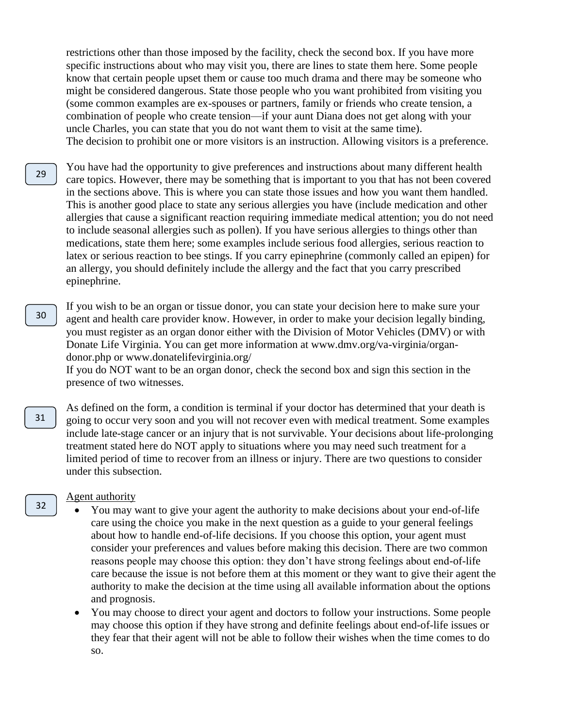restrictions other than those imposed by the facility, check the second box. If you have more specific instructions about who may visit you, there are lines to state them here. Some people know that certain people upset them or cause too much drama and there may be someone who might be considered dangerous. State those people who you want prohibited from visiting you (some common examples are ex-spouses or partners, family or friends who create tension, a combination of people who create tension—if your aunt Diana does not get along with your uncle Charles, you can state that you do not want them to visit at the same time).
The decision to prohibit one or more visitors is an instruction. Allowing visitors is a preference.

29

You have had the opportunity to give preferences and instructions about many different health care topics. However, there may be something that is important to you that has not been covered in the sections above. This is where you can state those issues and how you want them handled. This is another good place to state any serious allergies you have (include medication and other allergies that cause a significant reaction requiring immediate medical attention; you do not need to include seasonal allergies such as pollen). If you have serious allergies to things other than medications, state them here; some examples include serious food allergies, serious reaction to latex or serious reaction to bee stings. If you carry epinephrine (commonly called an epipen) for an allergy, you should definitely include the allergy and the fact that you carry prescribed epinephrine.

30

If you wish to be an organ or tissue donor, you can state your decision here to make sure your agent and health care provider know. However, in order to make your decision legally binding, you must register as an organ donor either with the Division of Motor Vehicles (DMV) or with Donate Life Virginia. You can get more information at www.dmv.org/va-virginia/organ-donor.php or www.donatelifevirginia.org/
If you do NOT want to be an organ donor, check the second box and sign this section in the presence of two witnesses.

31

As defined on the form, a condition is terminal if your doctor has determined that your death is going to occur very soon and you will not recover even with medical treatment. Some examples include late-stage cancer or an injury that is not survivable. Your decisions about life-prolonging treatment stated here do NOT apply to situations where you may need such treatment for a limited period of time to recover from an illness or injury. There are two questions to consider under this subsection.

32

Agent authority

- You may want to give your agent the authority to make decisions about your end-of-life care using the choice you make in the next question as a guide to your general feelings about how to handle end-of-life decisions. If you choose this option, your agent must consider your preferences and values before making this decision. There are two common reasons people may choose this option: they don't have strong feelings about end-of-life care because the issue is not before them at this moment or they want to give their agent the authority to make the decision at the time using all available information about the options and prognosis.
- You may choose to direct your agent and doctors to follow your instructions. Some people may choose this option if they have strong and definite feelings about end-of-life issues or they fear that their agent will not be able to follow their wishes when the time comes to do so.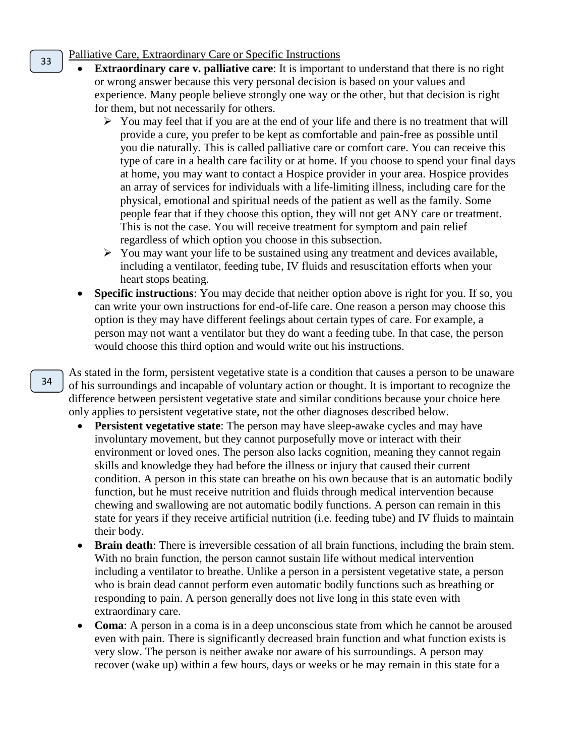33

Palliative Care, Extraordinary Care or Specific Instructions

- **Extraordinary care v. palliative care**: It is important to understand that there is no right or wrong answer because this very personal decision is based on your values and experience. Many people believe strongly one way or the other, but that decision is right for them, but not necessarily for others.
  - You may feel that if you are at the end of your life and there is no treatment that will provide a cure, you prefer to be kept as comfortable and pain-free as possible until you die naturally. This is called palliative care or comfort care. You can receive this type of care in a health care facility or at home. If you choose to spend your final days at home, you may want to contact a Hospice provider in your area. Hospice provides an array of services for individuals with a life-limiting illness, including care for the physical, emotional and spiritual needs of the patient as well as the family. Some people fear that if they choose this option, they will not get ANY care or treatment. This is not the case. You will receive treatment for symptom and pain relief regardless of which option you choose in this subsection.
  - You may want your life to be sustained using any treatment and devices available, including a ventilator, feeding tube, IV fluids and resuscitation efforts when your heart stops beating.
- **Specific instructions**: You may decide that neither option above is right for you. If so, you can write your own instructions for end-of-life care. One reason a person may choose this option is they may have different feelings about certain types of care. For example, a person may not want a ventilator but they do want a feeding tube. In that case, the person would choose this third option and would write out his instructions.

34

As stated in the form, persistent vegetative state is a condition that causes a person to be unaware of his surroundings and incapable of voluntary action or thought. It is important to recognize the difference between persistent vegetative state and similar conditions because your choice here only applies to persistent vegetative state, not the other diagnoses described below.

- **Persistent vegetative state**: The person may have sleep-awake cycles and may have involuntary movement, but they cannot purposefully move or interact with their environment or loved ones. The person also lacks cognition, meaning they cannot regain skills and knowledge they had before the illness or injury that caused their current condition. A person in this state can breathe on his own because that is an automatic bodily function, but he must receive nutrition and fluids through medical intervention because chewing and swallowing are not automatic bodily functions. A person can remain in this state for years if they receive artificial nutrition (i.e. feeding tube) and IV fluids to maintain their body.
- **Brain death**: There is irreversible cessation of all brain functions, including the brain stem. With no brain function, the person cannot sustain life without medical intervention including a ventilator to breathe. Unlike a person in a persistent vegetative state, a person who is brain dead cannot perform even automatic bodily functions such as breathing or responding to pain. A person generally does not live long in this state even with extraordinary care.
- **Coma**: A person in a coma is in a deep unconscious state from which he cannot be aroused even with pain. There is significantly decreased brain function and what function exists is very slow. The person is neither awake nor aware of his surroundings. A person may recover (wake up) within a few hours, days or weeks or he may remain in this state for a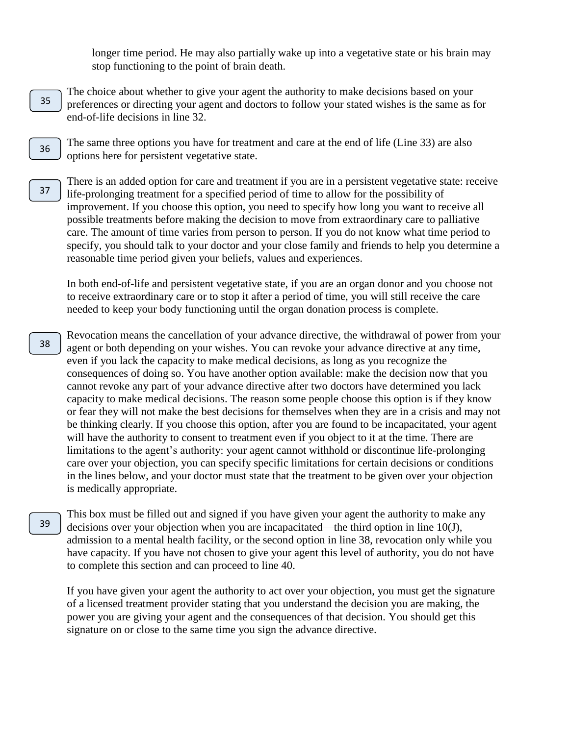longer time period. He may also partially wake up into a vegetative state or his brain may stop functioning to the point of brain death.

35 The choice about whether to give your agent the authority to make decisions based on your preferences or directing your agent and doctors to follow your stated wishes is the same as for end-of-life decisions in line 32.

36 The same three options you have for treatment and care at the end of life (Line 33) are also options here for persistent vegetative state.

37 There is an added option for care and treatment if you are in a persistent vegetative state: receive life-prolonging treatment for a specified period of time to allow for the possibility of improvement. If you choose this option, you need to specify how long you want to receive all possible treatments before making the decision to move from extraordinary care to palliative care. The amount of time varies from person to person. If you do not know what time period to specify, you should talk to your doctor and your close family and friends to help you determine a reasonable time period given your beliefs, values and experiences.

In both end-of-life and persistent vegetative state, if you are an organ donor and you choose not to receive extraordinary care or to stop it after a period of time, you will still receive the care needed to keep your body functioning until the organ donation process is complete.

38 Revocation means the cancellation of your advance directive, the withdrawal of power from your agent or both depending on your wishes. You can revoke your advance directive at any time, even if you lack the capacity to make medical decisions, as long as you recognize the consequences of doing so. You have another option available: make the decision now that you cannot revoke any part of your advance directive after two doctors have determined you lack capacity to make medical decisions. The reason some people choose this option is if they know or fear they will not make the best decisions for themselves when they are in a crisis and may not be thinking clearly. If you choose this option, after you are found to be incapacitated, your agent will have the authority to consent to treatment even if you object to it at the time. There are limitations to the agent's authority: your agent cannot withhold or discontinue life-prolonging care over your objection, you can specify specific limitations for certain decisions or conditions in the lines below, and your doctor must state that the treatment to be given over your objection is medically appropriate.

39 This box must be filled out and signed if you have given your agent the authority to make any decisions over your objection when you are incapacitated—the third option in line 10(J), admission to a mental health facility, or the second option in line 38, revocation only while you have capacity. If you have not chosen to give your agent this level of authority, you do not have to complete this section and can proceed to line 40.

If you have given your agent the authority to act over your objection, you must get the signature of a licensed treatment provider stating that you understand the decision you are making, the power you are giving your agent and the consequences of that decision. You should get this signature on or close to the same time you sign the advance directive.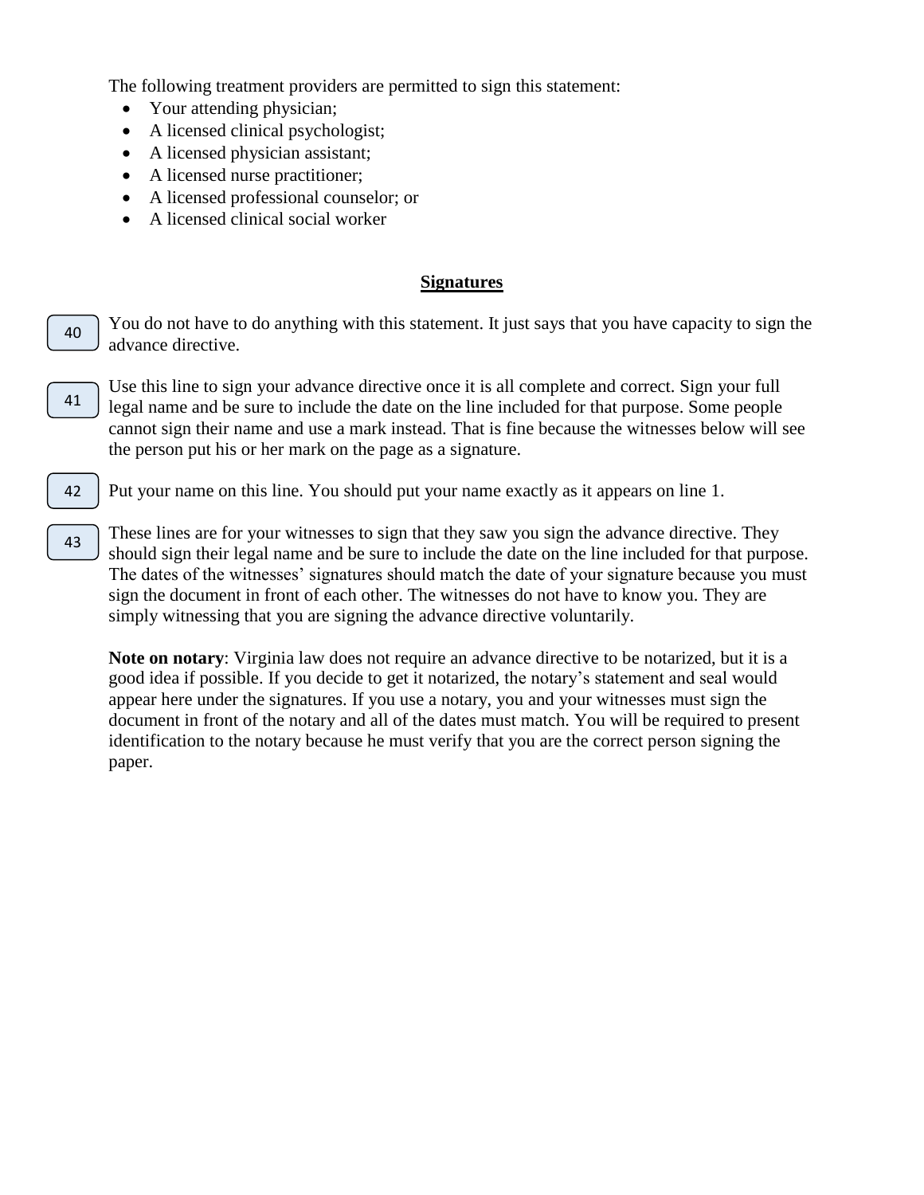The following treatment providers are permitted to sign this statement:

- Your attending physician;
- A licensed clinical psychologist;
- A licensed physician assistant;
- A licensed nurse practitioner;
- A licensed professional counselor; or
- A licensed clinical social worker

## Signatures

40 You do not have to do anything with this statement. It just says that you have capacity to sign the advance directive.

41 Use this line to sign your advance directive once it is all complete and correct. Sign your full legal name and be sure to include the date on the line included for that purpose. Some people cannot sign their name and use a mark instead. That is fine because the witnesses below will see the person put his or her mark on the page as a signature.

42 Put your name on this line. You should put your name exactly as it appears on line 1.

43 These lines are for your witnesses to sign that they saw you sign the advance directive. They should sign their legal name and be sure to include the date on the line included for that purpose. The dates of the witnesses' signatures should match the date of your signature because you must sign the document in front of each other. The witnesses do not have to know you. They are simply witnessing that you are signing the advance directive voluntarily.

**Note on notary**: Virginia law does not require an advance directive to be notarized, but it is a good idea if possible. If you decide to get it notarized, the notary's statement and seal would appear here under the signatures. If you use a notary, you and your witnesses must sign the document in front of the notary and all of the dates must match. You will be required to present identification to the notary because he must verify that you are the correct person signing the paper.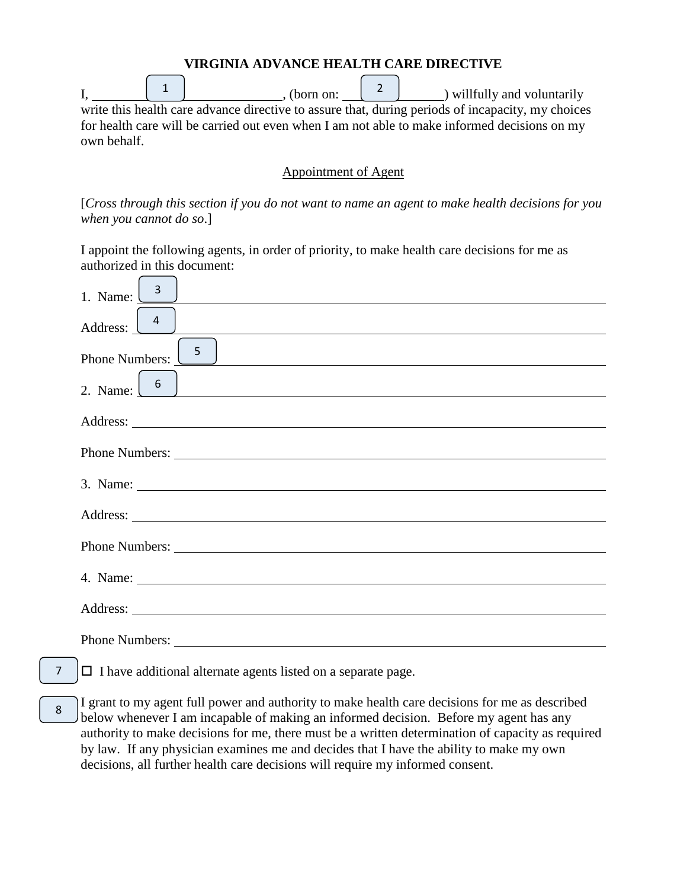**VIRGINIA ADVANCE HEALTH CARE DIRECTIVE**

I, ______________________________, (born on: ________________) willfully and voluntarily write this health care advance directive to assure that, during periods of incapacity, my choices for health care will be carried out even when I am not able to make informed decisions on my own behalf.

Appointment of Agent

[*Cross through this section if you do not want to name an agent to make health decisions for you when you cannot do so*.]

I appoint the following agents, in order of priority, to make health care decisions for me as authorized in this document:

1. Name: ____________________________________________

Address: ____________________________________________

Phone Numbers: ____________________________________________

2. Name: ____________________________________________

Address: ____________________________________________

Phone Numbers: ____________________________________________

3. Name: ____________________________________________

Address: ____________________________________________

Phone Numbers: ____________________________________________

4. Name: ____________________________________________

Address: ____________________________________________

Phone Numbers: ____________________________________________

☐ I have additional alternate agents listed on a separate page.

I grant to my agent full power and authority to make health care decisions for me as described below whenever I am incapable of making an informed decision. Before my agent has any authority to make decisions for me, there must be a written determination of capacity as required by law. If any physician examines me and decides that I have the ability to make my own decisions, all further health care decisions will require my informed consent.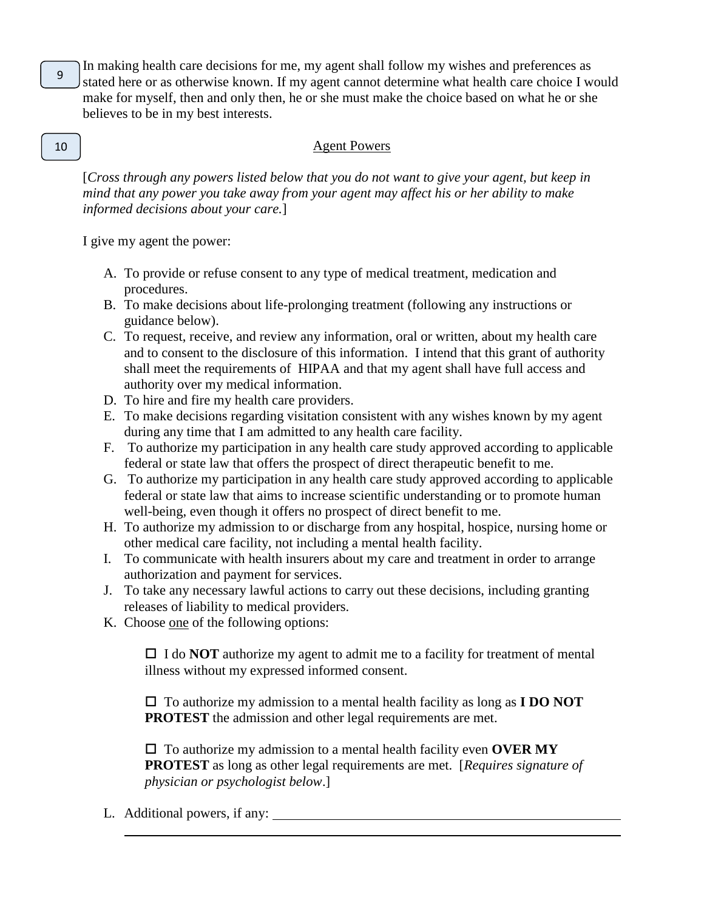9

In making health care decisions for me, my agent shall follow my wishes and preferences as stated here or as otherwise known. If my agent cannot determine what health care choice I would make for myself, then and only then, he or she must make the choice based on what he or she believes to be in my best interests.

10

## Agent Powers

[*Cross through any powers listed below that you do not want to give your agent, but keep in mind that any power you take away from your agent may affect his or her ability to make informed decisions about your care.*]

I give my agent the power:

A. To provide or refuse consent to any type of medical treatment, medication and procedures.
B. To make decisions about life-prolonging treatment (following any instructions or guidance below).
C. To request, receive, and review any information, oral or written, about my health care and to consent to the disclosure of this information. I intend that this grant of authority shall meet the requirements of HIPAA and that my agent shall have full access and authority over my medical information.
D. To hire and fire my health care providers.
E. To make decisions regarding visitation consistent with any wishes known by my agent during any time that I am admitted to any health care facility.
F. To authorize my participation in any health care study approved according to applicable federal or state law that offers the prospect of direct therapeutic benefit to me.
G. To authorize my participation in any health care study approved according to applicable federal or state law that aims to increase scientific understanding or to promote human well-being, even though it offers no prospect of direct benefit to me.
H. To authorize my admission to or discharge from any hospital, hospice, nursing home or other medical care facility, not including a mental health facility.
I. To communicate with health insurers about my care and treatment in order to arrange authorization and payment for services.
J. To take any necessary lawful actions to carry out these decisions, including granting releases of liability to medical providers.
K. Choose <u>one</u> of the following options:

   ☐ I do **NOT** authorize my agent to admit me to a facility for treatment of mental illness without my expressed informed consent.

   ☐ To authorize my admission to a mental health facility as long as **I DO NOT PROTEST** the admission and other legal requirements are met.

   ☐ To authorize my admission to a mental health facility even **OVER MY PROTEST** as long as other legal requirements are met. [*Requires signature of physician or psychologist below*.]

L. Additional powers, if any: ______________________________________________
   ______________________________________________________________________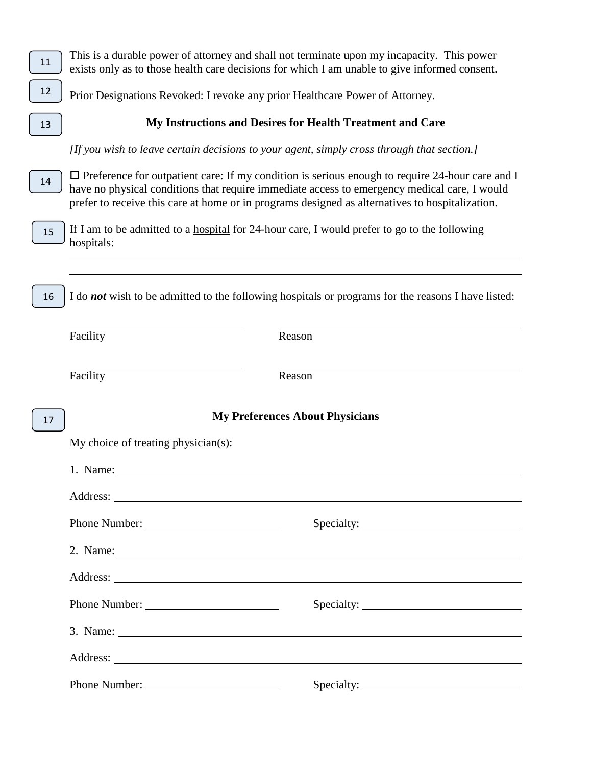11 This is a durable power of attorney and shall not terminate upon my incapacity. This power exists only as to those health care decisions for which I am unable to give informed consent.

12 Prior Designations Revoked: I revoke any prior Healthcare Power of Attorney.

13

## My Instructions and Desires for Health Treatment and Care

*[If you wish to leave certain decisions to your agent, simply cross through that section.]*

14 ☐ Preference for outpatient care: If my condition is serious enough to require 24-hour care and I have no physical conditions that require immediate access to emergency medical care, I would prefer to receive this care at home or in programs designed as alternatives to hospitalization.

15 If I am to be admitted to a hospital for 24-hour care, I would prefer to go to the following hospitals:

\_\_\_\_\_\_\_\_\_\_\_\_\_\_\_\_\_\_\_\_\_\_\_\_\_\_\_\_\_\_\_\_\_\_\_\_\_\_\_\_\_\_\_\_\_\_\_\_\_\_\_\_\_\_\_\_\_\_

\_\_\_\_\_\_\_\_\_\_\_\_\_\_\_\_\_\_\_\_\_\_\_\_\_\_\_\_\_\_\_\_\_\_\_\_\_\_\_\_\_\_\_\_\_\_\_\_\_\_\_\_\_\_\_\_\_\_

16 I do ***not*** wish to be admitted to the following hospitals or programs for the reasons I have listed:

\_\_\_\_\_\_\_\_\_\_\_\_\_\_\_\_\_\_\_\_\_\_ \_\_\_\_\_\_\_\_\_\_\_\_\_\_\_\_\_\_\_\_\_\_\_\_\_\_\_\_\_\_\_\_
Facility Reason

\_\_\_\_\_\_\_\_\_\_\_\_\_\_\_\_\_\_\_\_\_\_ \_\_\_\_\_\_\_\_\_\_\_\_\_\_\_\_\_\_\_\_\_\_\_\_\_\_\_\_\_\_\_\_
Facility Reason

17

## My Preferences About Physicians

My choice of treating physician(s):

1. Name: \_\_\_\_\_\_\_\_\_\_\_\_\_\_\_\_\_\_\_\_\_\_\_\_\_\_\_\_\_\_\_\_\_\_\_\_\_\_\_\_\_\_\_\_\_\_\_\_

Address: \_\_\_\_\_\_\_\_\_\_\_\_\_\_\_\_\_\_\_\_\_\_\_\_\_\_\_\_\_\_\_\_\_\_\_\_\_\_\_\_\_\_\_\_\_\_\_\_

Phone Number: \_\_\_\_\_\_\_\_\_\_\_\_\_\_\_\_\_\_ Specialty: \_\_\_\_\_\_\_\_\_\_\_\_\_\_\_\_\_\_\_\_

2. Name: \_\_\_\_\_\_\_\_\_\_\_\_\_\_\_\_\_\_\_\_\_\_\_\_\_\_\_\_\_\_\_\_\_\_\_\_\_\_\_\_\_\_\_\_\_\_\_\_

Address: \_\_\_\_\_\_\_\_\_\_\_\_\_\_\_\_\_\_\_\_\_\_\_\_\_\_\_\_\_\_\_\_\_\_\_\_\_\_\_\_\_\_\_\_\_\_\_\_

Phone Number: \_\_\_\_\_\_\_\_\_\_\_\_\_\_\_\_\_\_ Specialty: \_\_\_\_\_\_\_\_\_\_\_\_\_\_\_\_\_\_\_\_

3. Name: \_\_\_\_\_\_\_\_\_\_\_\_\_\_\_\_\_\_\_\_\_\_\_\_\_\_\_\_\_\_\_\_\_\_\_\_\_\_\_\_\_\_\_\_\_\_\_\_

Address: \_\_\_\_\_\_\_\_\_\_\_\_\_\_\_\_\_\_\_\_\_\_\_\_\_\_\_\_\_\_\_\_\_\_\_\_\_\_\_\_\_\_\_\_\_\_\_\_

Phone Number: \_\_\_\_\_\_\_\_\_\_\_\_\_\_\_\_\_\_ Specialty: \_\_\_\_\_\_\_\_\_\_\_\_\_\_\_\_\_\_\_\_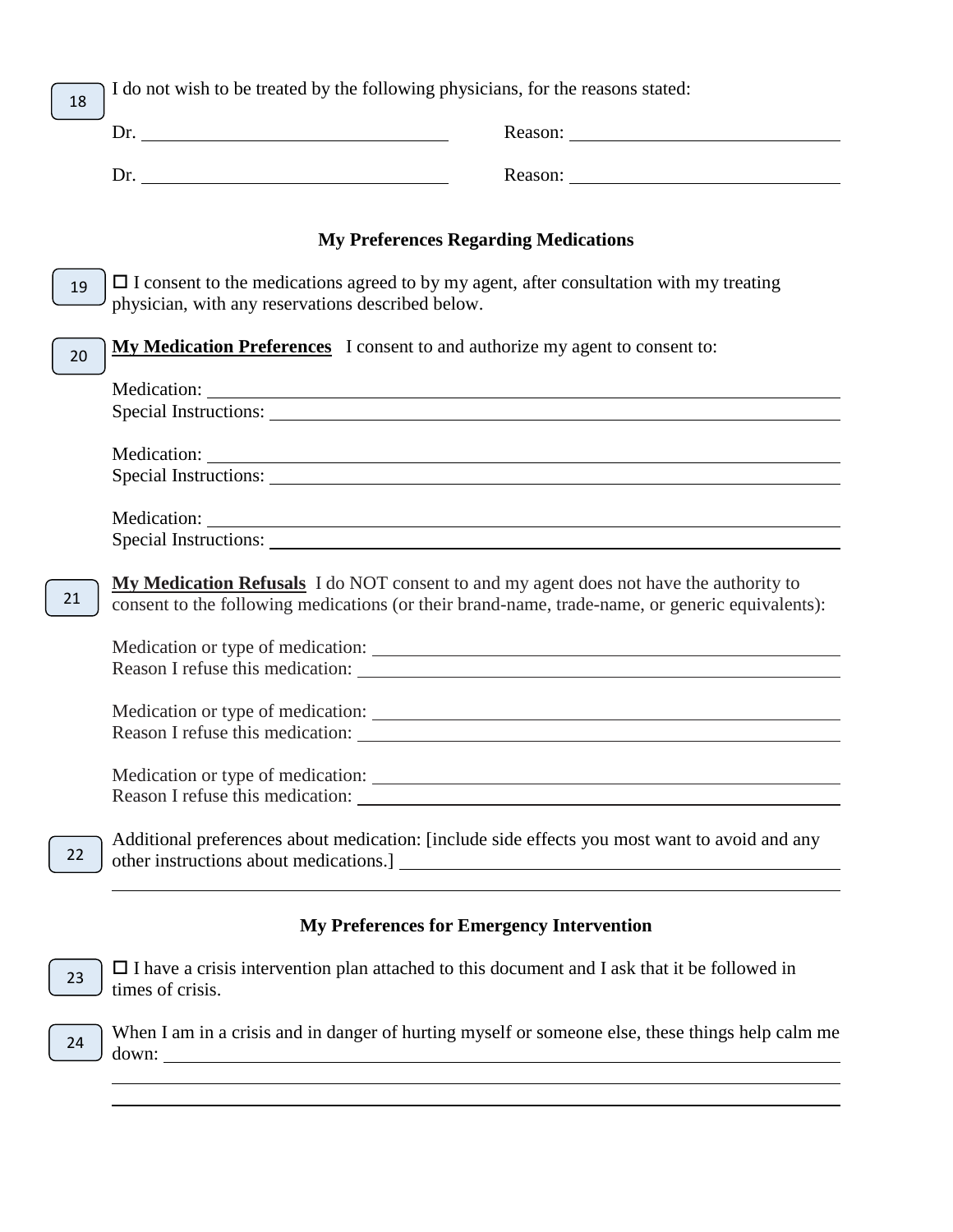18 I do not wish to be treated by the following physicians, for the reasons stated:

Dr. ________________________________ Reason: ____________________________

Dr. ________________________________ Reason: ____________________________

### My Preferences Regarding Medications

19 ☐ I consent to the medications agreed to by my agent, after consultation with my treating physician, with any reservations described below.

20 **My Medication Preferences** I consent to and authorize my agent to consent to:

Medication: ______________________________________________________________
Special Instructions: _______________________________________________________

Medication: ______________________________________________________________
Special Instructions: _______________________________________________________

Medication: ______________________________________________________________
Special Instructions: _______________________________________________________

21 **My Medication Refusals** I do NOT consent to and my agent does not have the authority to consent to the following medications (or their brand-name, trade-name, or generic equivalents):

Medication or type of medication: ____________________________________________
Reason I refuse this medication: _____________________________________________

Medication or type of medication: ____________________________________________
Reason I refuse this medication: _____________________________________________

Medication or type of medication: ____________________________________________
Reason I refuse this medication: _____________________________________________

22 Additional preferences about medication: [include side effects you most want to avoid and any other instructions about medications.] ___________________________________________
______________________________________________________________________

### My Preferences for Emergency Intervention

23 ☐ I have a crisis intervention plan attached to this document and I ask that it be followed in times of crisis.

24 When I am in a crisis and in danger of hurting myself or someone else, these things help calm me down: _________________________________________________________________
______________________________________________________________________
______________________________________________________________________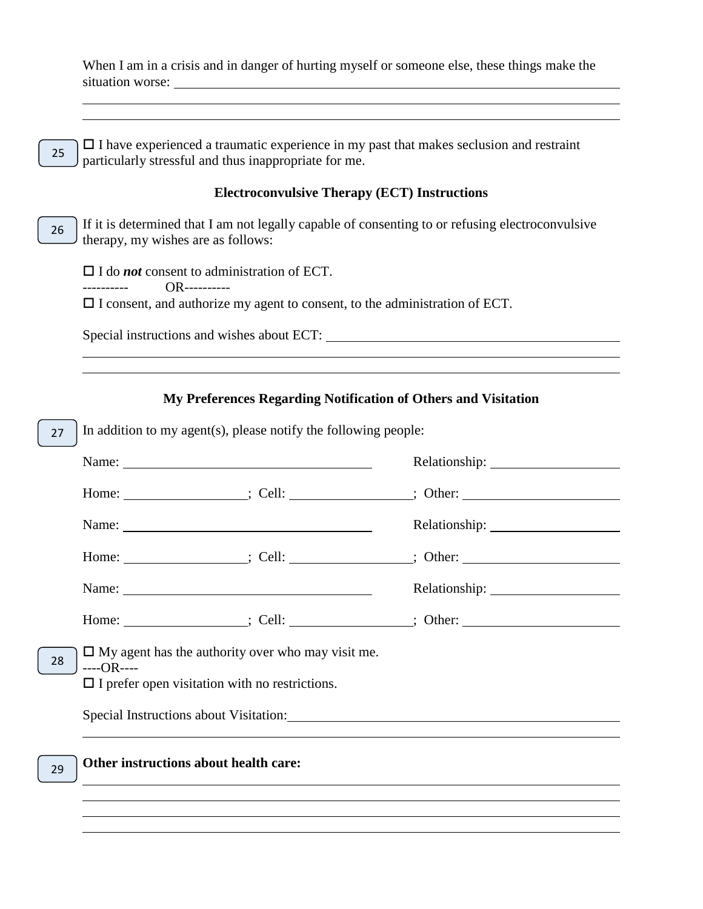When I am in a crisis and in danger of hurting myself or someone else, these things make the situation worse: \_\_\_\_\_\_\_\_\_\_\_\_\_\_\_\_\_\_\_\_\_\_\_\_\_\_\_\_\_\_\_\_\_\_\_\_\_\_\_\_\_\_\_\_\_\_\_\_\_\_\_\_\_\_\_\_\_\_\_\_\_\_\_\_\_\_\_\_\_\_\_

\_\_\_\_\_\_\_\_\_\_\_\_\_\_\_\_\_\_\_\_\_\_\_\_\_\_\_\_\_\_\_\_\_\_\_\_\_\_\_\_\_\_\_\_\_\_\_\_\_\_\_\_\_\_\_\_\_\_\_\_\_\_\_\_\_\_\_\_\_\_\_\_\_\_\_\_\_\_\_\_\_\_\_\_\_\_\_\_

\_\_\_\_\_\_\_\_\_\_\_\_\_\_\_\_\_\_\_\_\_\_\_\_\_\_\_\_\_\_\_\_\_\_\_\_\_\_\_\_\_\_\_\_\_\_\_\_\_\_\_\_\_\_\_\_\_\_\_\_\_\_\_\_\_\_\_\_\_\_\_\_\_\_\_\_\_\_\_\_\_\_\_\_\_\_\_\_

25

☐ I have experienced a traumatic experience in my past that makes seclusion and restraint particularly stressful and thus inappropriate for me.

### Electroconvulsive Therapy (ECT) Instructions

26

If it is determined that I am not legally capable of consenting to or refusing electroconvulsive therapy, my wishes are as follows:

☐ I do ***not*** consent to administration of ECT.

---------- OR----------

☐ I consent, and authorize my agent to consent, to the administration of ECT.

Special instructions and wishes about ECT: \_\_\_\_\_\_\_\_\_\_\_\_\_\_\_\_\_\_\_\_\_\_\_\_\_\_\_\_\_\_\_\_\_\_\_\_\_\_\_\_\_\_\_\_

\_\_\_\_\_\_\_\_\_\_\_\_\_\_\_\_\_\_\_\_\_\_\_\_\_\_\_\_\_\_\_\_\_\_\_\_\_\_\_\_\_\_\_\_\_\_\_\_\_\_\_\_\_\_\_\_\_\_\_\_\_\_\_\_\_\_\_\_\_\_\_\_\_\_\_\_\_\_\_\_\_\_\_\_\_\_\_\_

\_\_\_\_\_\_\_\_\_\_\_\_\_\_\_\_\_\_\_\_\_\_\_\_\_\_\_\_\_\_\_\_\_\_\_\_\_\_\_\_\_\_\_\_\_\_\_\_\_\_\_\_\_\_\_\_\_\_\_\_\_\_\_\_\_\_\_\_\_\_\_\_\_\_\_\_\_\_\_\_\_\_\_\_\_\_\_\_

### My Preferences Regarding Notification of Others and Visitation

27

In addition to my agent(s), please notify the following people:

Name: \_\_\_\_\_\_\_\_\_\_\_\_\_\_\_\_\_\_\_\_\_\_\_\_\_\_\_\_\_\_\_\_\_\_\_\_\_\_ Relationship: \_\_\_\_\_\_\_\_\_\_\_\_\_\_\_\_\_\_\_

Home: \_\_\_\_\_\_\_\_\_\_\_\_\_\_\_\_\_\_; Cell: \_\_\_\_\_\_\_\_\_\_\_\_\_\_\_\_\_\_; Other: \_\_\_\_\_\_\_\_\_\_\_\_\_\_\_\_\_\_\_\_\_\_\_

Name: \_\_\_\_\_\_\_\_\_\_\_\_\_\_\_\_\_\_\_\_\_\_\_\_\_\_\_\_\_\_\_\_\_\_\_\_\_\_ Relationship: \_\_\_\_\_\_\_\_\_\_\_\_\_\_\_\_\_\_\_

Home: \_\_\_\_\_\_\_\_\_\_\_\_\_\_\_\_\_\_; Cell: \_\_\_\_\_\_\_\_\_\_\_\_\_\_\_\_\_\_; Other: \_\_\_\_\_\_\_\_\_\_\_\_\_\_\_\_\_\_\_\_\_\_\_

Name: \_\_\_\_\_\_\_\_\_\_\_\_\_\_\_\_\_\_\_\_\_\_\_\_\_\_\_\_\_\_\_\_\_\_\_\_\_\_ Relationship: \_\_\_\_\_\_\_\_\_\_\_\_\_\_\_\_\_\_\_

Home: \_\_\_\_\_\_\_\_\_\_\_\_\_\_\_\_\_\_; Cell: \_\_\_\_\_\_\_\_\_\_\_\_\_\_\_\_\_\_; Other: \_\_\_\_\_\_\_\_\_\_\_\_\_\_\_\_\_\_\_\_\_\_\_

28

☐ My agent has the authority over who may visit me.

----OR----

☐ I prefer open visitation with no restrictions.

Special Instructions about Visitation: \_\_\_\_\_\_\_\_\_\_\_\_\_\_\_\_\_\_\_\_\_\_\_\_\_\_\_\_\_\_\_\_\_\_\_\_\_\_\_\_\_\_\_\_\_\_\_\_\_\_

\_\_\_\_\_\_\_\_\_\_\_\_\_\_\_\_\_\_\_\_\_\_\_\_\_\_\_\_\_\_\_\_\_\_\_\_\_\_\_\_\_\_\_\_\_\_\_\_\_\_\_\_\_\_\_\_\_\_\_\_\_\_\_\_\_\_\_\_\_\_\_\_\_\_\_\_\_\_\_\_\_\_\_\_\_\_\_\_

29

**Other instructions about health care:**

\_\_\_\_\_\_\_\_\_\_\_\_\_\_\_\_\_\_\_\_\_\_\_\_\_\_\_\_\_\_\_\_\_\_\_\_\_\_\_\_\_\_\_\_\_\_\_\_\_\_\_\_\_\_\_\_\_\_\_\_\_\_\_\_\_\_\_\_\_\_\_\_\_\_\_\_\_\_\_\_\_\_\_\_\_\_\_\_

\_\_\_\_\_\_\_\_\_\_\_\_\_\_\_\_\_\_\_\_\_\_\_\_\_\_\_\_\_\_\_\_\_\_\_\_\_\_\_\_\_\_\_\_\_\_\_\_\_\_\_\_\_\_\_\_\_\_\_\_\_\_\_\_\_\_\_\_\_\_\_\_\_\_\_\_\_\_\_\_\_\_\_\_\_\_\_\_

\_\_\_\_\_\_\_\_\_\_\_\_\_\_\_\_\_\_\_\_\_\_\_\_\_\_\_\_\_\_\_\_\_\_\_\_\_\_\_\_\_\_\_\_\_\_\_\_\_\_\_\_\_\_\_\_\_\_\_\_\_\_\_\_\_\_\_\_\_\_\_\_\_\_\_\_\_\_\_\_\_\_\_\_\_\_\_\_

\_\_\_\_\_\_\_\_\_\_\_\_\_\_\_\_\_\_\_\_\_\_\_\_\_\_\_\_\_\_\_\_\_\_\_\_\_\_\_\_\_\_\_\_\_\_\_\_\_\_\_\_\_\_\_\_\_\_\_\_\_\_\_\_\_\_\_\_\_\_\_\_\_\_\_\_\_\_\_\_\_\_\_\_\_\_\_\_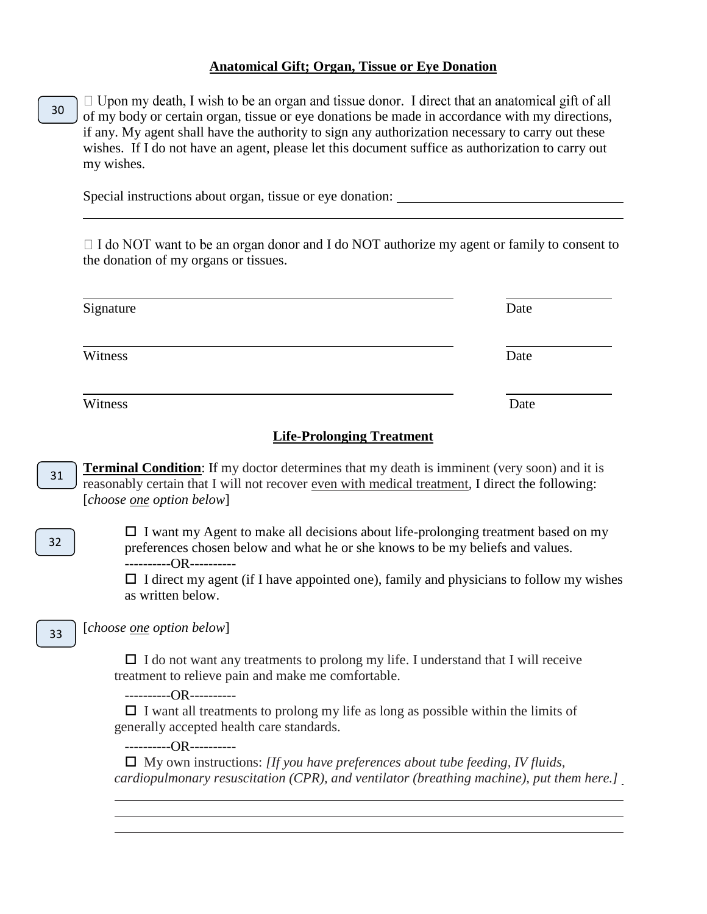## Anatomical Gift; Organ, Tissue or Eye Donation

30

☐ Upon my death, I wish to be an organ and tissue donor. I direct that an anatomical gift of all of my body or certain organ, tissue or eye donations be made in accordance with my directions, if any. My agent shall have the authority to sign any authorization necessary to carry out these wishes. If I do not have an agent, please let this document suffice as authorization to carry out my wishes.

Special instructions about organ, tissue or eye donation: \_\_\_\_\_\_\_\_\_\_\_\_\_\_\_\_\_\_\_\_\_\_\_\_\_\_\_\_\_\_\_\_

\_\_\_\_\_\_\_\_\_\_\_\_\_\_\_\_\_\_\_\_\_\_\_\_\_\_\_\_\_\_\_\_\_\_\_\_\_\_\_\_\_\_\_\_\_\_\_\_\_\_\_\_\_\_\_\_\_\_\_\_\_\_\_\_\_\_\_\_\_\_

☐ I do NOT want to be an organ donor and I do NOT authorize my agent or family to consent to the donation of my organs or tissues.

| | |
|---|---|
| Signature | Date |
| Witness | Date |
| Witness | Date |

## Life-Prolonging Treatment

31

**Terminal Condition**: If my doctor determines that my death is imminent (very soon) and it is reasonably certain that I will not recover <u>even with medical treatment</u>, I direct the following: [*choose <u>one</u> option below*]

32

☐ I want my Agent to make all decisions about life-prolonging treatment based on my preferences chosen below and what he or she knows to be my beliefs and values.

----------OR----------

☐ I direct my agent (if I have appointed one), family and physicians to follow my wishes as written below.

33

[*choose <u>one</u> option below*]

☐ I do not want any treatments to prolong my life. I understand that I will receive treatment to relieve pain and make me comfortable.

----------OR----------

☐ I want all treatments to prolong my life as long as possible within the limits of generally accepted health care standards.

----------OR----------

☐ My own instructions: *[If you have preferences about tube feeding, IV fluids, cardiopulmonary resuscitation (CPR), and ventilator (breathing machine), put them here.]*

\_\_\_\_\_\_\_\_\_\_\_\_\_\_\_\_\_\_\_\_\_\_\_\_\_\_\_\_\_\_\_\_\_\_\_\_\_\_\_\_\_\_\_\_\_\_\_\_\_\_\_\_\_\_\_\_\_\_\_\_\_\_\_\_\_\_\_\_\_\_

\_\_\_\_\_\_\_\_\_\_\_\_\_\_\_\_\_\_\_\_\_\_\_\_\_\_\_\_\_\_\_\_\_\_\_\_\_\_\_\_\_\_\_\_\_\_\_\_\_\_\_\_\_\_\_\_\_\_\_\_\_\_\_\_\_\_\_\_\_\_

\_\_\_\_\_\_\_\_\_\_\_\_\_\_\_\_\_\_\_\_\_\_\_\_\_\_\_\_\_\_\_\_\_\_\_\_\_\_\_\_\_\_\_\_\_\_\_\_\_\_\_\_\_\_\_\_\_\_\_\_\_\_\_\_\_\_\_\_\_\_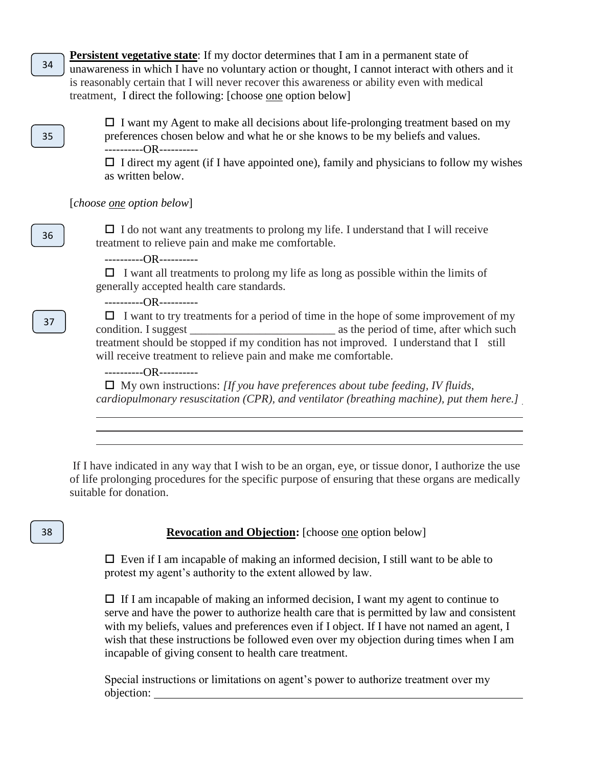34

**Persistent vegetative state**: If my doctor determines that I am in a permanent state of unawareness in which I have no voluntary action or thought, I cannot interact with others and it is reasonably certain that I will never recover this awareness or ability even with medical treatment, I direct the following: [choose one option below]

35

☐ I want my Agent to make all decisions about life-prolonging treatment based on my preferences chosen below and what he or she knows to be my beliefs and values.

----------OR----------

☐ I direct my agent (if I have appointed one), family and physicians to follow my wishes as written below.

[*choose one option below*]

36

☐ I do not want any treatments to prolong my life. I understand that I will receive treatment to relieve pain and make me comfortable.

----------OR----------

☐ I want all treatments to prolong my life as long as possible within the limits of generally accepted health care standards.

----------OR----------

37

☐ I want to try treatments for a period of time in the hope of some improvement of my condition. I suggest _________________________ as the period of time, after which such treatment should be stopped if my condition has not improved. I understand that I still will receive treatment to relieve pain and make me comfortable.

----------OR----------

☐ My own instructions: *[If you have preferences about tube feeding, IV fluids, cardiopulmonary resuscitation (CPR), and ventilator (breathing machine), put them here.]*

_______________________________________________________________________________

_______________________________________________________________________________

_______________________________________________________________________________

If I have indicated in any way that I wish to be an organ, eye, or tissue donor, I authorize the use of life prolonging procedures for the specific purpose of ensuring that these organs are medically suitable for donation.

38

**Revocation and Objection:** [choose one option below]

☐ Even if I am incapable of making an informed decision, I still want to be able to protest my agent's authority to the extent allowed by law.

☐ If I am incapable of making an informed decision, I want my agent to continue to serve and have the power to authorize health care that is permitted by law and consistent with my beliefs, values and preferences even if I object. If I have not named an agent, I wish that these instructions be followed even over my objection during times when I am incapable of giving consent to health care treatment.

Special instructions or limitations on agent's power to authorize treatment over my objection: _______________________________________________________________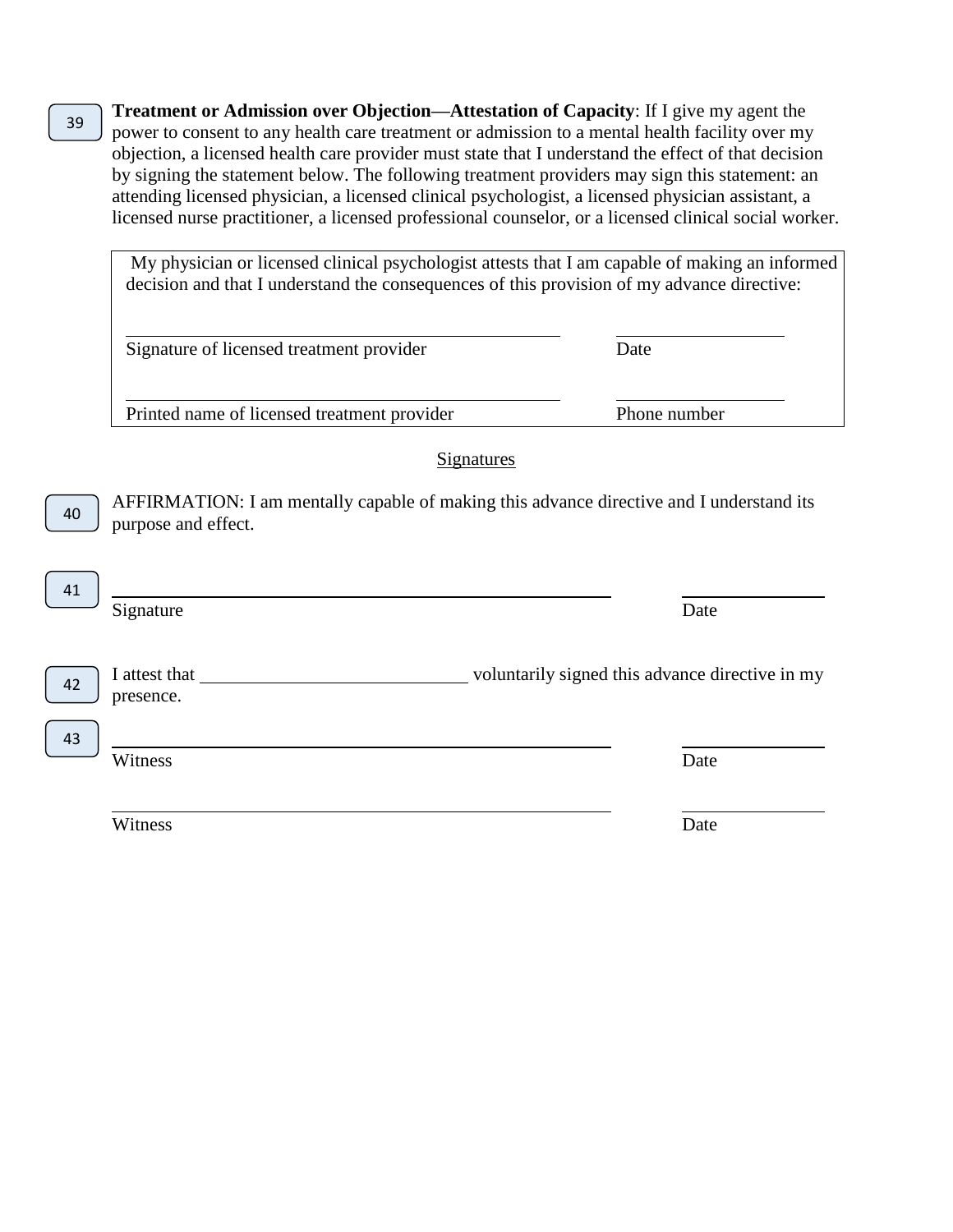39 **Treatment or Admission over Objection—Attestation of Capacity**: If I give my agent the power to consent to any health care treatment or admission to a mental health facility over my objection, a licensed health care provider must state that I understand the effect of that decision by signing the statement below. The following treatment providers may sign this statement: an attending licensed physician, a licensed clinical psychologist, a licensed physician assistant, a licensed nurse practitioner, a licensed professional counselor, or a licensed clinical social worker.

> My physician or licensed clinical psychologist attests that I am capable of making an informed decision and that I understand the consequences of this provision of my advance directive:
>
> \_\_\_\_\_\_\_\_\_\_\_\_\_\_\_\_\_\_\_\_\_\_\_\_\_\_\_\_\_\_\_\_\_\_\_\_\_\_\_\_ \_\_\_\_\_\_\_\_\_\_\_\_\_\_\_\_
>
> Signature of licensed treatment provider Date
>
> \_\_\_\_\_\_\_\_\_\_\_\_\_\_\_\_\_\_\_\_\_\_\_\_\_\_\_\_\_\_\_\_\_\_\_\_\_\_\_\_ \_\_\_\_\_\_\_\_\_\_\_\_\_\_\_\_
>
> Printed name of licensed treatment provider Phone number

Signatures

40 AFFIRMATION: I am mentally capable of making this advance directive and I understand its purpose and effect.

41 \_\_\_\_\_\_\_\_\_\_\_\_\_\_\_\_\_\_\_\_\_\_\_\_\_\_\_\_\_\_\_\_\_\_\_\_\_\_\_\_\_\_\_\_ \_\_\_\_\_\_\_\_\_\_\_\_\_\_\_\_

Signature Date

42 I attest that \_\_\_\_\_\_\_\_\_\_\_\_\_\_\_\_\_\_\_\_\_\_\_\_\_\_ voluntarily signed this advance directive in my presence.

43 \_\_\_\_\_\_\_\_\_\_\_\_\_\_\_\_\_\_\_\_\_\_\_\_\_\_\_\_\_\_\_\_\_\_\_\_\_\_\_\_\_\_\_\_ \_\_\_\_\_\_\_\_\_\_\_\_\_\_\_\_

Witness Date

\_\_\_\_\_\_\_\_\_\_\_\_\_\_\_\_\_\_\_\_\_\_\_\_\_\_\_\_\_\_\_\_\_\_\_\_\_\_\_\_\_\_\_\_ \_\_\_\_\_\_\_\_\_\_\_\_\_\_\_\_

Witness Date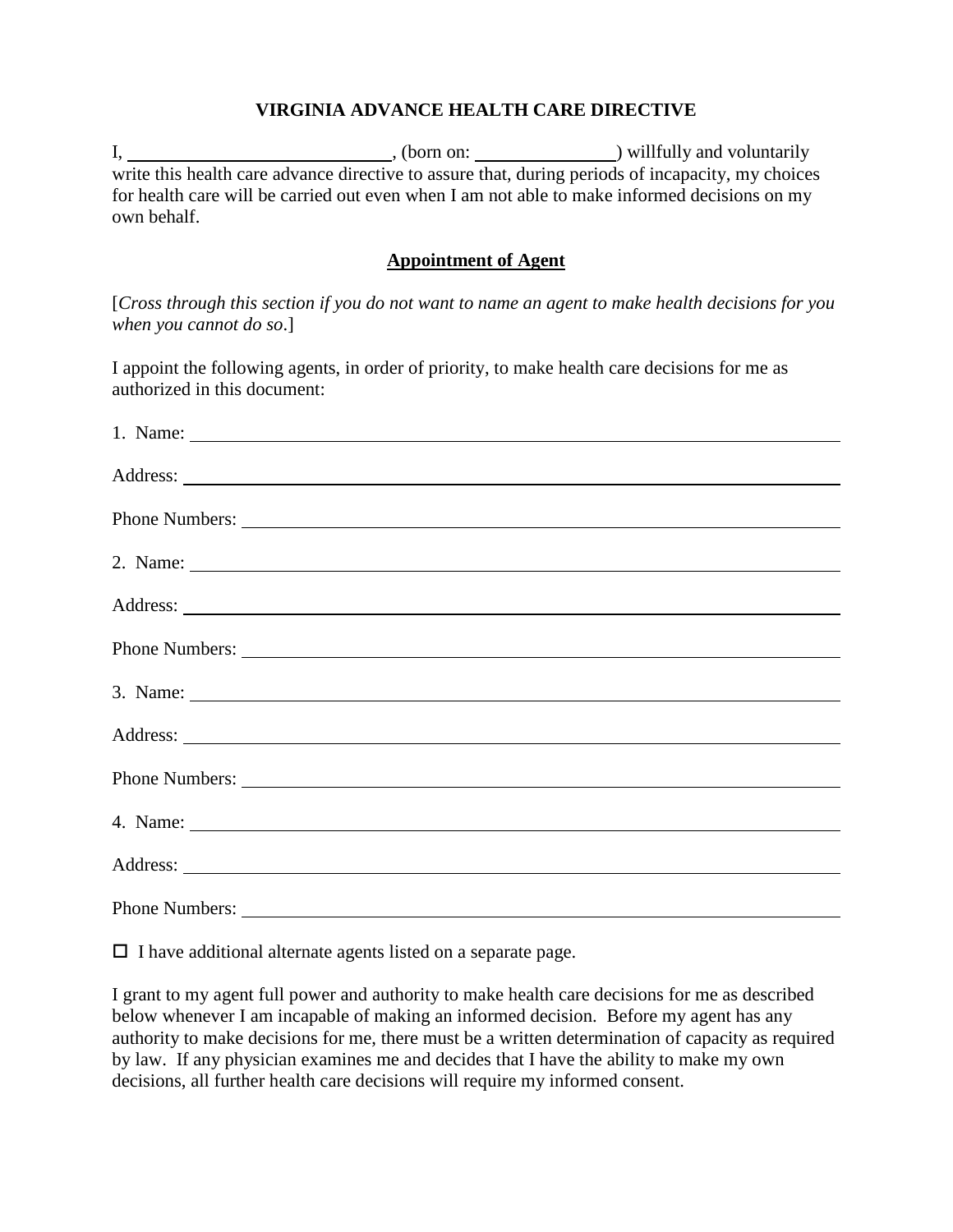# VIRGINIA ADVANCE HEALTH CARE DIRECTIVE

I, ____________________________, (born on: _______________) willfully and voluntarily write this health care advance directive to assure that, during periods of incapacity, my choices for health care will be carried out even when I am not able to make informed decisions on my own behalf.

## Appointment of Agent

[*Cross through this section if you do not want to name an agent to make health decisions for you when you cannot do so*.]

I appoint the following agents, in order of priority, to make health care decisions for me as authorized in this document:

1. Name: ______________________________________________________________

Address: ______________________________________________________________

Phone Numbers: ________________________________________________________

2. Name: ______________________________________________________________

Address: ______________________________________________________________

Phone Numbers: ________________________________________________________

3. Name: ______________________________________________________________

Address: ______________________________________________________________

Phone Numbers: ________________________________________________________

4. Name: ______________________________________________________________

Address: ______________________________________________________________

Phone Numbers: ________________________________________________________

☐ I have additional alternate agents listed on a separate page.

I grant to my agent full power and authority to make health care decisions for me as described below whenever I am incapable of making an informed decision. Before my agent has any authority to make decisions for me, there must be a written determination of capacity as required by law. If any physician examines me and decides that I have the ability to make my own decisions, all further health care decisions will require my informed consent.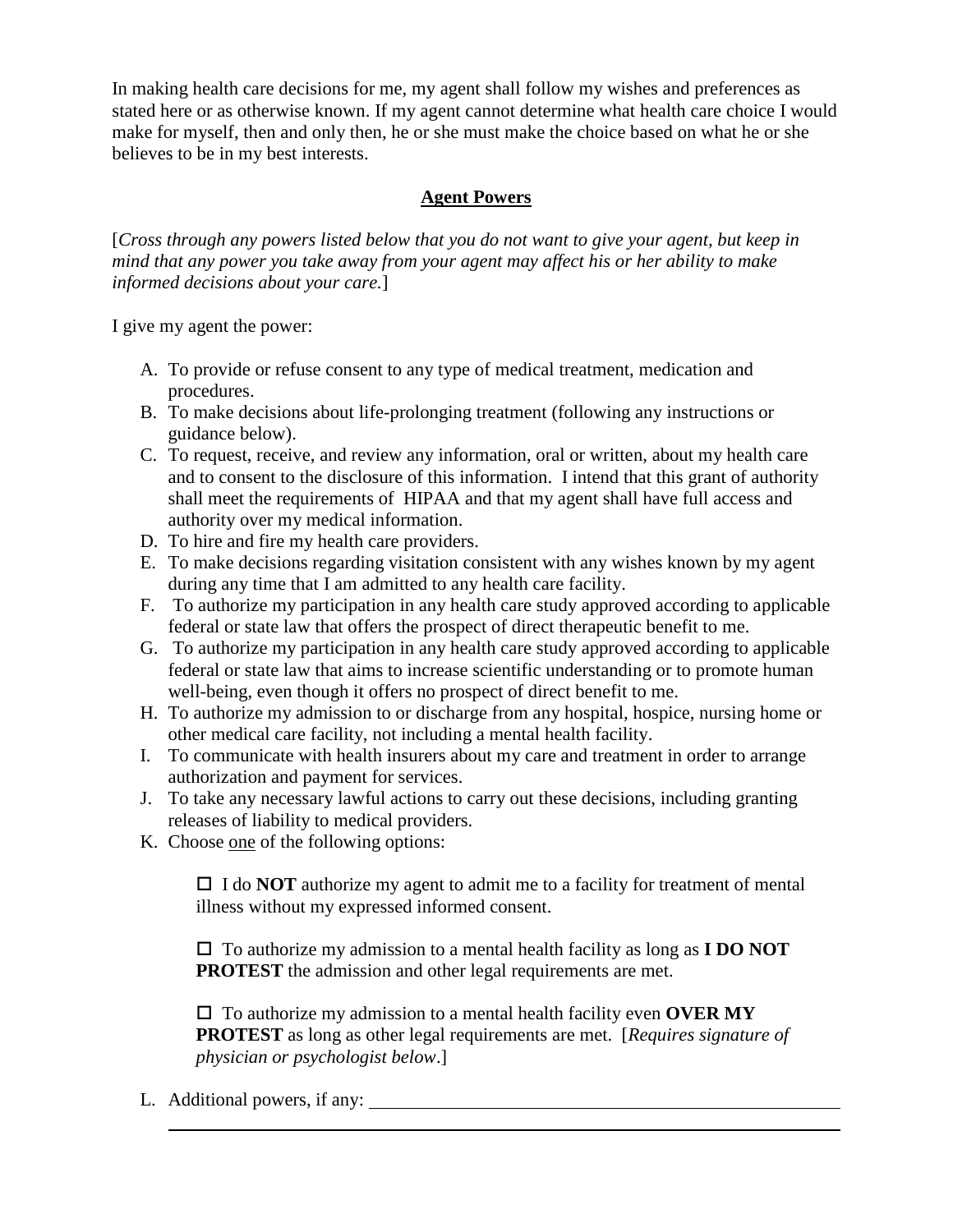In making health care decisions for me, my agent shall follow my wishes and preferences as stated here or as otherwise known. If my agent cannot determine what health care choice I would make for myself, then and only then, he or she must make the choice based on what he or she believes to be in my best interests.

## Agent Powers

[*Cross through any powers listed below that you do not want to give your agent, but keep in mind that any power you take away from your agent may affect his or her ability to make informed decisions about your care.*]

I give my agent the power:

A. To provide or refuse consent to any type of medical treatment, medication and procedures.
B. To make decisions about life-prolonging treatment (following any instructions or guidance below).
C. To request, receive, and review any information, oral or written, about my health care and to consent to the disclosure of this information. I intend that this grant of authority shall meet the requirements of HIPAA and that my agent shall have full access and authority over my medical information.
D. To hire and fire my health care providers.
E. To make decisions regarding visitation consistent with any wishes known by my agent during any time that I am admitted to any health care facility.
F. To authorize my participation in any health care study approved according to applicable federal or state law that offers the prospect of direct therapeutic benefit to me.
G. To authorize my participation in any health care study approved according to applicable federal or state law that aims to increase scientific understanding or to promote human well-being, even though it offers no prospect of direct benefit to me.
H. To authorize my admission to or discharge from any hospital, hospice, nursing home or other medical care facility, not including a mental health facility.
I. To communicate with health insurers about my care and treatment in order to arrange authorization and payment for services.
J. To take any necessary lawful actions to carry out these decisions, including granting releases of liability to medical providers.
K. Choose one of the following options:

   ☐ I do **NOT** authorize my agent to admit me to a facility for treatment of mental illness without my expressed informed consent.

   ☐ To authorize my admission to a mental health facility as long as **I DO NOT PROTEST** the admission and other legal requirements are met.

   ☐ To authorize my admission to a mental health facility even **OVER MY PROTEST** as long as other legal requirements are met. [*Requires signature of physician or psychologist below*.]

L. Additional powers, if any: ______________________________________________________

   ______________________________________________________________________________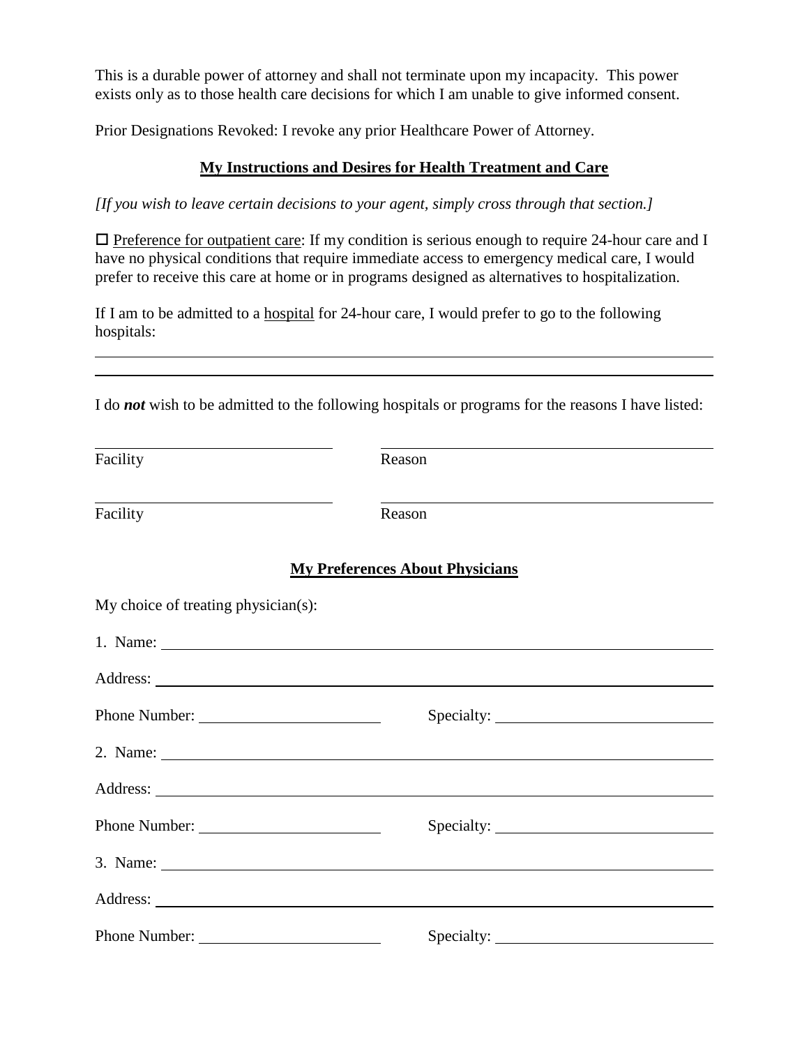This is a durable power of attorney and shall not terminate upon my incapacity. This power exists only as to those health care decisions for which I am unable to give informed consent.

Prior Designations Revoked: I revoke any prior Healthcare Power of Attorney.

## **My Instructions and Desires for Health Treatment and Care**

*[If you wish to leave certain decisions to your agent, simply cross through that section.]*

☐ Preference for outpatient care: If my condition is serious enough to require 24-hour care and I have no physical conditions that require immediate access to emergency medical care, I would prefer to receive this care at home or in programs designed as alternatives to hospitalization.

If I am to be admitted to a hospital for 24-hour care, I would prefer to go to the following hospitals:

\_\_\_\_\_\_\_\_\_\_\_\_\_\_\_\_\_\_\_\_\_\_\_\_\_\_\_\_\_\_\_\_\_\_\_\_\_\_\_\_\_\_\_\_\_\_\_\_\_\_\_\_\_\_\_\_\_\_\_\_\_\_\_\_\_\_\_\_\_\_

\_\_\_\_\_\_\_\_\_\_\_\_\_\_\_\_\_\_\_\_\_\_\_\_\_\_\_\_\_\_\_\_\_\_\_\_\_\_\_\_\_\_\_\_\_\_\_\_\_\_\_\_\_\_\_\_\_\_\_\_\_\_\_\_\_\_\_\_\_\_

I do ***not*** wish to be admitted to the following hospitals or programs for the reasons I have listed:

\_\_\_\_\_\_\_\_\_\_\_\_\_\_\_\_\_\_\_\_\_\_\_\_\_\_ \_\_\_\_\_\_\_\_\_\_\_\_\_\_\_\_\_\_\_\_\_\_\_\_\_\_\_\_\_\_\_\_\_\_\_\_\_\_
Facility Reason

\_\_\_\_\_\_\_\_\_\_\_\_\_\_\_\_\_\_\_\_\_\_\_\_\_\_ \_\_\_\_\_\_\_\_\_\_\_\_\_\_\_\_\_\_\_\_\_\_\_\_\_\_\_\_\_\_\_\_\_\_\_\_\_\_
Facility Reason

## **My Preferences About Physicians**

My choice of treating physician(s):

1. Name: \_\_\_\_\_\_\_\_\_\_\_\_\_\_\_\_\_\_\_\_\_\_\_\_\_\_\_\_\_\_\_\_\_\_\_\_\_\_\_\_\_\_\_\_\_\_\_\_\_\_\_\_\_\_\_\_\_\_\_\_

Address: \_\_\_\_\_\_\_\_\_\_\_\_\_\_\_\_\_\_\_\_\_\_\_\_\_\_\_\_\_\_\_\_\_\_\_\_\_\_\_\_\_\_\_\_\_\_\_\_\_\_\_\_\_\_\_\_\_\_\_\_

Phone Number: \_\_\_\_\_\_\_\_\_\_\_\_\_\_\_\_\_\_\_\_ Specialty: \_\_\_\_\_\_\_\_\_\_\_\_\_\_\_\_\_\_\_\_\_\_\_\_\_\_

2. Name: \_\_\_\_\_\_\_\_\_\_\_\_\_\_\_\_\_\_\_\_\_\_\_\_\_\_\_\_\_\_\_\_\_\_\_\_\_\_\_\_\_\_\_\_\_\_\_\_\_\_\_\_\_\_\_\_\_\_\_\_

Address: \_\_\_\_\_\_\_\_\_\_\_\_\_\_\_\_\_\_\_\_\_\_\_\_\_\_\_\_\_\_\_\_\_\_\_\_\_\_\_\_\_\_\_\_\_\_\_\_\_\_\_\_\_\_\_\_\_\_\_\_

Phone Number: \_\_\_\_\_\_\_\_\_\_\_\_\_\_\_\_\_\_\_\_ Specialty: \_\_\_\_\_\_\_\_\_\_\_\_\_\_\_\_\_\_\_\_\_\_\_\_\_\_

3. Name: \_\_\_\_\_\_\_\_\_\_\_\_\_\_\_\_\_\_\_\_\_\_\_\_\_\_\_\_\_\_\_\_\_\_\_\_\_\_\_\_\_\_\_\_\_\_\_\_\_\_\_\_\_\_\_\_\_\_\_\_

Address: \_\_\_\_\_\_\_\_\_\_\_\_\_\_\_\_\_\_\_\_\_\_\_\_\_\_\_\_\_\_\_\_\_\_\_\_\_\_\_\_\_\_\_\_\_\_\_\_\_\_\_\_\_\_\_\_\_\_\_\_

Phone Number: \_\_\_\_\_\_\_\_\_\_\_\_\_\_\_\_\_\_\_\_ Specialty: \_\_\_\_\_\_\_\_\_\_\_\_\_\_\_\_\_\_\_\_\_\_\_\_\_\_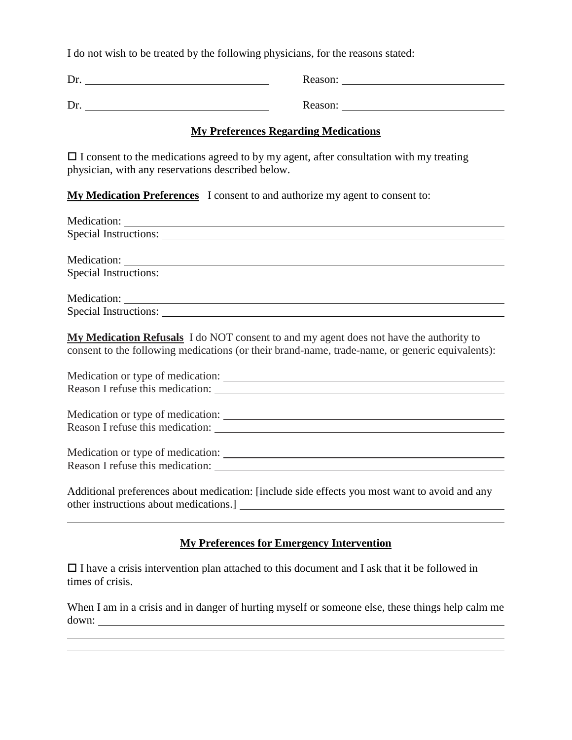I do not wish to be treated by the following physicians, for the reasons stated:

Dr. ______________________________ Reason: ___________________________

Dr. ______________________________ Reason: ___________________________

## My Preferences Regarding Medications

☐ I consent to the medications agreed to by my agent, after consultation with my treating physician, with any reservations described below.

**My Medication Preferences** I consent to and authorize my agent to consent to:

Medication: ___________________________________________________________
Special Instructions: ___________________________________________________

Medication: ___________________________________________________________
Special Instructions: ___________________________________________________

Medication: ___________________________________________________________
Special Instructions: ___________________________________________________

**My Medication Refusals** I do NOT consent to and my agent does not have the authority to consent to the following medications (or their brand-name, trade-name, or generic equivalents):

Medication or type of medication: _______________________________________
Reason I refuse this medication: ________________________________________

Medication or type of medication: _______________________________________
Reason I refuse this medication: ________________________________________

Medication or type of medication: _______________________________________
Reason I refuse this medication: ________________________________________

Additional preferences about medication: [include side effects you most want to avoid and any other instructions about medications.] ________________________________________
_______________________________________________________________________

## My Preferences for Emergency Intervention

☐ I have a crisis intervention plan attached to this document and I ask that it be followed in times of crisis.

When I am in a crisis and in danger of hurting myself or someone else, these things help calm me down: ________________________________________________________________
_______________________________________________________________________
_______________________________________________________________________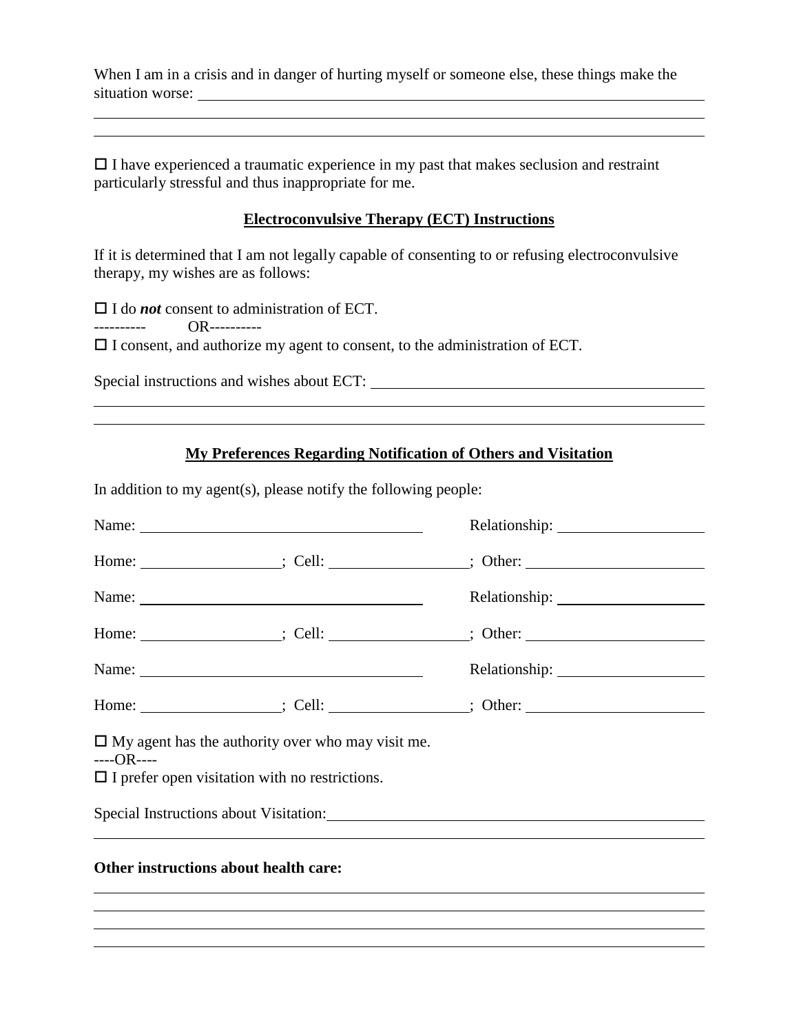When I am in a crisis and in danger of hurting myself or someone else, these things make the situation worse: ______________________________________________________________

______________________________________________________________

______________________________________________________________

☐ I have experienced a traumatic experience in my past that makes seclusion and restraint particularly stressful and thus inappropriate for me.

## Electroconvulsive Therapy (ECT) Instructions

If it is determined that I am not legally capable of consenting to or refusing electroconvulsive therapy, my wishes are as follows:

☐ I do ***not*** consent to administration of ECT.

---------- OR----------

☐ I consent, and authorize my agent to consent, to the administration of ECT.

Special instructions and wishes about ECT: ______________________________________________________________

______________________________________________________________

______________________________________________________________

## My Preferences Regarding Notification of Others and Visitation

In addition to my agent(s), please notify the following people:

Name: ______________________________ Relationship: ______________________

Home: ______________________; Cell: ______________________; Other: ______________________

Name: ______________________________ Relationship: ______________________

Home: ______________________; Cell: ______________________; Other: ______________________

Name: ______________________________ Relationship: ______________________

Home: ______________________; Cell: ______________________; Other: ______________________

☐ My agent has the authority over who may visit me.

----OR----

☐ I prefer open visitation with no restrictions.

Special Instructions about Visitation: ______________________________________________________________

______________________________________________________________

**Other instructions about health care:**

______________________________________________________________

______________________________________________________________

______________________________________________________________

______________________________________________________________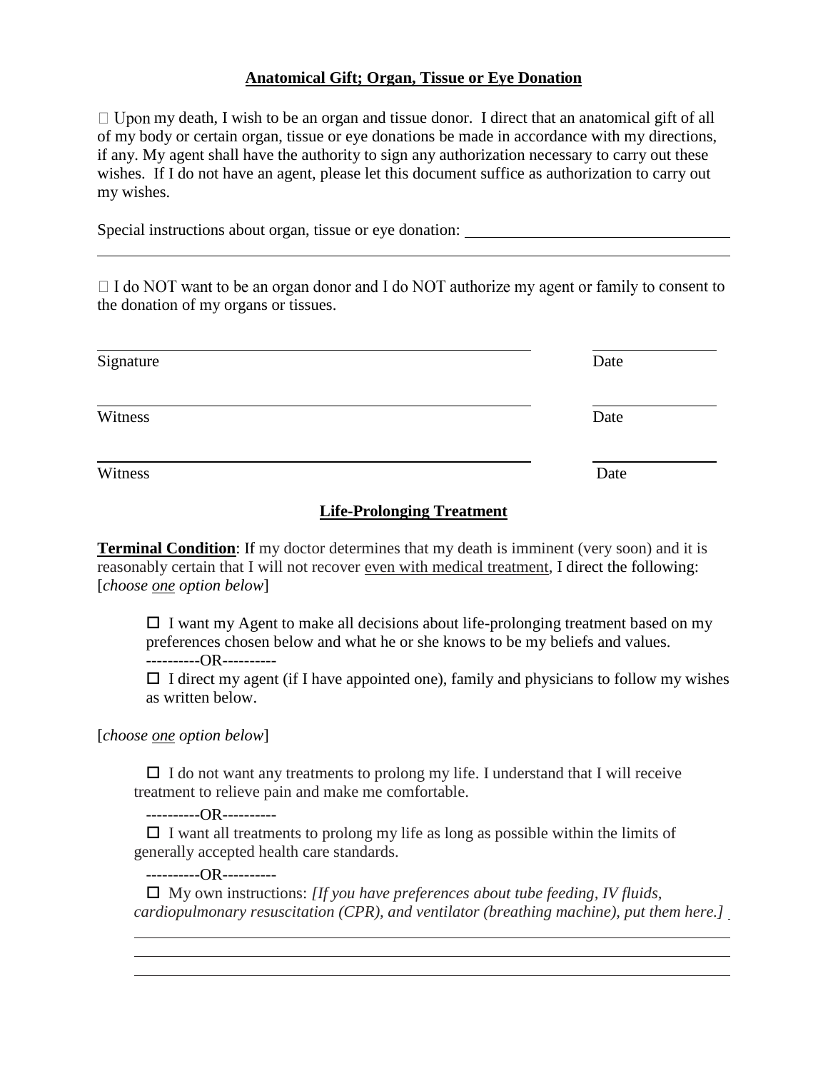## Anatomical Gift; Organ, Tissue or Eye Donation

☐ Upon my death, I wish to be an organ and tissue donor. I direct that an anatomical gift of all of my body or certain organ, tissue or eye donations be made in accordance with my directions, if any. My agent shall have the authority to sign any authorization necessary to carry out these wishes. If I do not have an agent, please let this document suffice as authorization to carry out my wishes.

Special instructions about organ, tissue or eye donation: ______________________________

__________________________________________________________________________

☐ I do NOT want to be an organ donor and I do NOT authorize my agent or family to consent to the donation of my organs or tissues.

______________________________________________ ______________
Signature Date

______________________________________________ ______________
Witness Date

______________________________________________ ______________
Witness Date

## Life-Prolonging Treatment

**Terminal Condition**: If my doctor determines that my death is imminent (very soon) and it is reasonably certain that I will not recover even with medical treatment, I direct the following: [*choose one option below*]

☐ I want my Agent to make all decisions about life-prolonging treatment based on my preferences chosen below and what he or she knows to be my beliefs and values.

----------OR----------

☐ I direct my agent (if I have appointed one), family and physicians to follow my wishes as written below.

[*choose one option below*]

☐ I do not want any treatments to prolong my life. I understand that I will receive treatment to relieve pain and make me comfortable.

----------OR----------

☐ I want all treatments to prolong my life as long as possible within the limits of generally accepted health care standards.

----------OR----------

☐ My own instructions: *[If you have preferences about tube feeding, IV fluids, cardiopulmonary resuscitation (CPR), and ventilator (breathing machine), put them here.]*

__________________________________________________________________________

__________________________________________________________________________

__________________________________________________________________________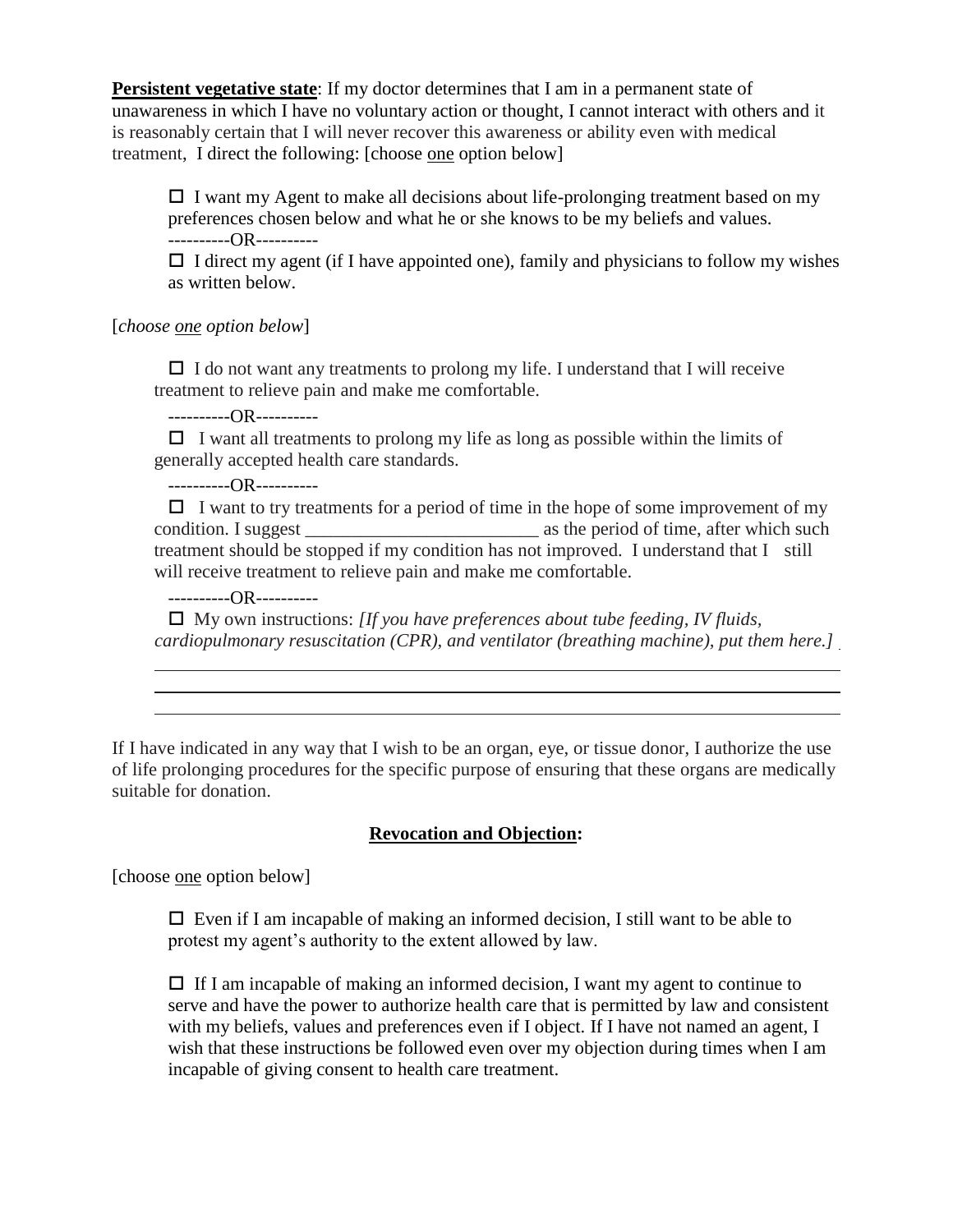**Persistent vegetative state**: If my doctor determines that I am in a permanent state of unawareness in which I have no voluntary action or thought, I cannot interact with others and it is reasonably certain that I will never recover this awareness or ability even with medical treatment, I direct the following: [choose one option below]

> ☐ I want my Agent to make all decisions about life-prolonging treatment based on my preferences chosen below and what he or she knows to be my beliefs and values.
>
> ----------OR----------
>
> ☐ I direct my agent (if I have appointed one), family and physicians to follow my wishes as written below.

[*choose one option below*]

> ☐ I do not want any treatments to prolong my life. I understand that I will receive treatment to relieve pain and make me comfortable.
>
> ----------OR----------
>
> ☐ I want all treatments to prolong my life as long as possible within the limits of generally accepted health care standards.
>
> ----------OR----------
>
> ☐ I want to try treatments for a period of time in the hope of some improvement of my condition. I suggest _________________________ as the period of time, after which such treatment should be stopped if my condition has not improved. I understand that I still will receive treatment to relieve pain and make me comfortable.
>
> ----------OR----------
>
> ☐ My own instructions: *[If you have preferences about tube feeding, IV fluids, cardiopulmonary resuscitation (CPR), and ventilator (breathing machine), put them here.]*
>
> ______________________________________________________________________
>
> ______________________________________________________________________
>
> ______________________________________________________________________

If I have indicated in any way that I wish to be an organ, eye, or tissue donor, I authorize the use of life prolonging procedures for the specific purpose of ensuring that these organs are medically suitable for donation.

## Revocation and Objection:

[choose one option below]

> ☐ Even if I am incapable of making an informed decision, I still want to be able to protest my agent's authority to the extent allowed by law.
>
> ☐ If I am incapable of making an informed decision, I want my agent to continue to serve and have the power to authorize health care that is permitted by law and consistent with my beliefs, values and preferences even if I object. If I have not named an agent, I wish that these instructions be followed even over my objection during times when I am incapable of giving consent to health care treatment.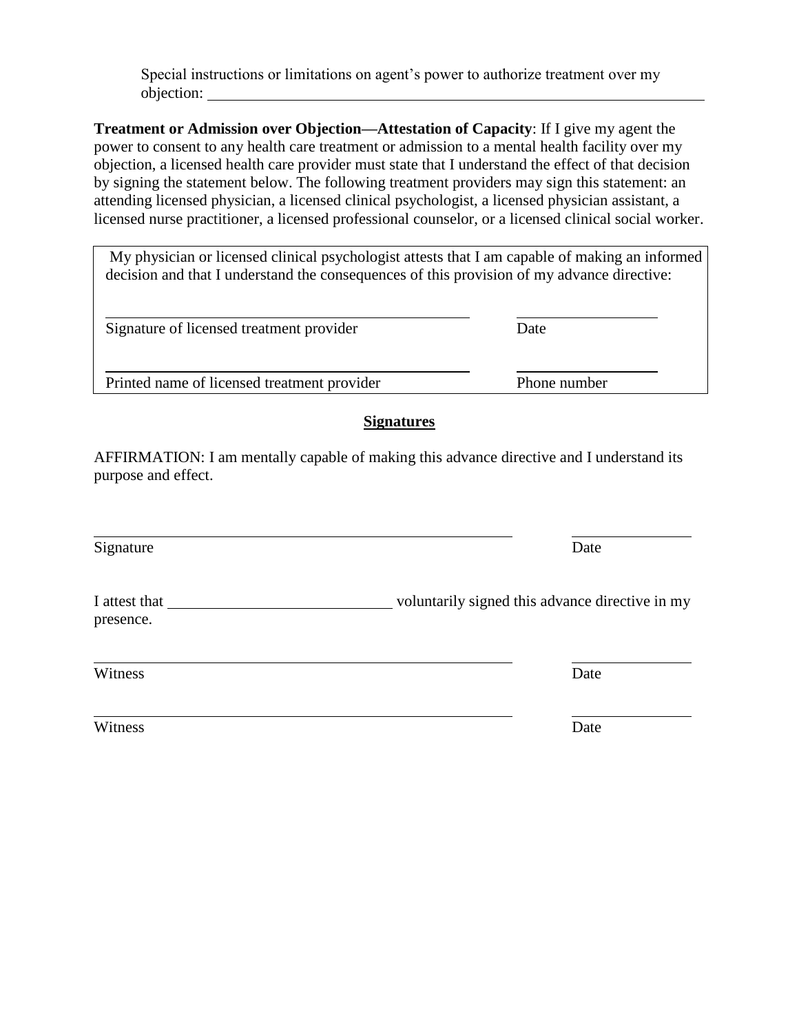Special instructions or limitations on agent's power to authorize treatment over my objection: ______________________________________________________________

**Treatment or Admission over Objection—Attestation of Capacity**: If I give my agent the power to consent to any health care treatment or admission to a mental health facility over my objection, a licensed health care provider must state that I understand the effect of that decision by signing the statement below. The following treatment providers may sign this statement: an attending licensed physician, a licensed clinical psychologist, a licensed physician assistant, a licensed nurse practitioner, a licensed professional counselor, or a licensed clinical social worker.

My physician or licensed clinical psychologist attests that I am capable of making an informed decision and that I understand the consequences of this provision of my advance directive:

______________________________________________ ________________

Signature of licensed treatment provider Date

______________________________________________ ________________

Printed name of licensed treatment provider Phone number

## Signatures

AFFIRMATION: I am mentally capable of making this advance directive and I understand its purpose and effect.

______________________________________________ ________________

Signature Date

I attest that ____________________________ voluntarily signed this advance directive in my presence.

______________________________________________ ________________

Witness Date

______________________________________________ ________________

Witness Date